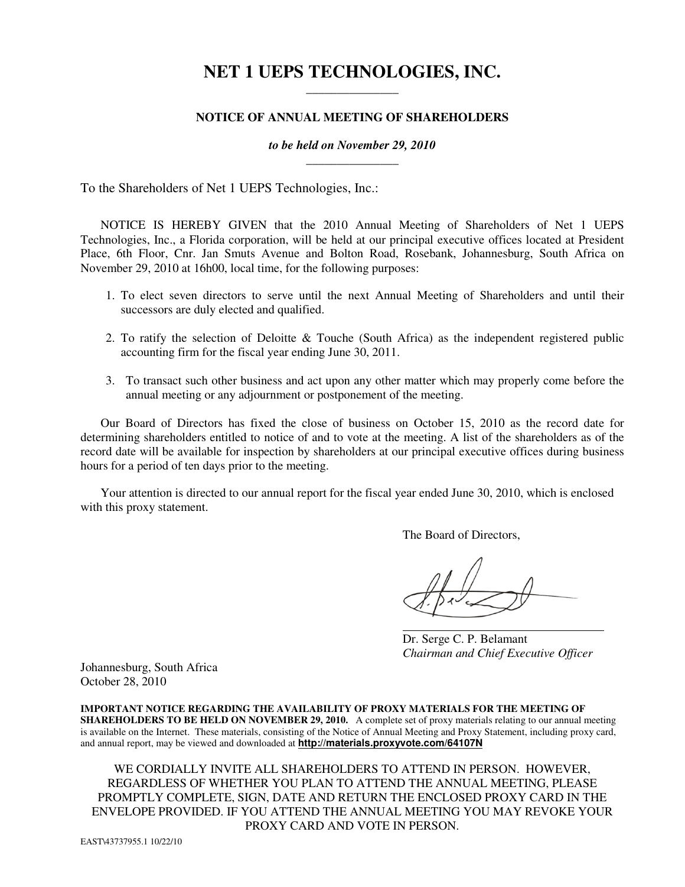# NET 1 UEPS TECHNOLOGIES, INC.

## NOTICE OF ANNUAL MEETING OF SHAREHOLDERS

*to be held on November 29, 2010*

To the Shareholders of Net 1 UEPS Technologies, Inc.:

NOTICE IS HEREBY GIVEN that the 2010 Annual Meeting of Shareholders of Net 1 UEPS Technologies, Inc., a Florida corporation, will be held at our principal executive offices located at President Place, 6th Floor, Cnr. Jan Smuts Avenue and Bolton Road, Rosebank, Johannesburg, South Africa on November 29, 2010 at 16h00, local time, for the following purposes:

1. To elect seven directors to serve until the next Annual Meeting of Shareholders and until their successors are duly elected and qualified.
2. To ratify the selection of Deloitte & Touche (South Africa) as the independent registered public accounting firm for the fiscal year ending June 30, 2011.
3. To transact such other business and act upon any other matter which may properly come before the annual meeting or any adjournment or postponement of the meeting.

Our Board of Directors has fixed the close of business on October 15, 2010 as the record date for determining shareholders entitled to notice of and to vote at the meeting. A list of the shareholders as of the record date will be available for inspection by shareholders at our principal executive offices during business hours for a period of ten days prior to the meeting.

Your attention is directed to our annual report for the fiscal year ended June 30, 2010, which is enclosed with this proxy statement.

The Board of Directors,

Dr. Serge C. P. Belamant
*Chairman and Chief Executive Officer*

Johannesburg, South Africa
October 28, 2010

**IMPORTANT NOTICE REGARDING THE AVAILABILITY OF PROXY MATERIALS FOR THE MEETING OF SHAREHOLDERS TO BE HELD ON NOVEMBER 29, 2010.** A complete set of proxy materials relating to our annual meeting is available on the Internet. These materials, consisting of the Notice of Annual Meeting and Proxy Statement, including proxy card, and annual report, may be viewed and downloaded at **http://materials.proxyvote.com/64107N**

WE CORDIALLY INVITE ALL SHAREHOLDERS TO ATTEND IN PERSON. HOWEVER, REGARDLESS OF WHETHER YOU PLAN TO ATTEND THE ANNUAL MEETING, PLEASE PROMPTLY COMPLETE, SIGN, DATE AND RETURN THE ENCLOSED PROXY CARD IN THE ENVELOPE PROVIDED. IF YOU ATTEND THE ANNUAL MEETING YOU MAY REVOKE YOUR PROXY CARD AND VOTE IN PERSON.

EAST\43737955.1 10/22/10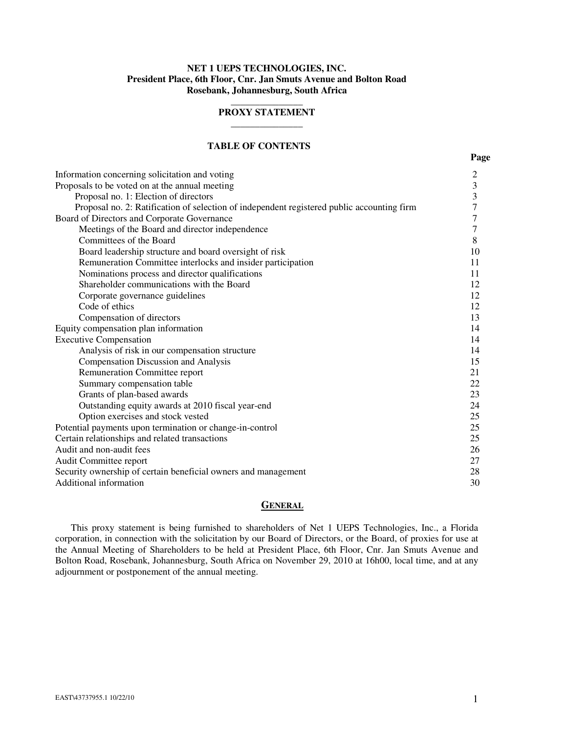**NET 1 UEPS TECHNOLOGIES, INC.**
**President Place, 6th Floor, Cnr. Jan Smuts Avenue and Bolton Road**
**Rosebank, Johannesburg, South Africa**

# PROXY STATEMENT

## TABLE OF CONTENTS

| | Page |
|---|---|
| Information concerning solicitation and voting | 2 |
| Proposals to be voted on at the annual meeting | 3 |
| Proposal no. 1: Election of directors | 3 |
| Proposal no. 2: Ratification of selection of independent registered public accounting firm | 7 |
| Board of Directors and Corporate Governance | 7 |
| Meetings of the Board and director independence | 7 |
| Committees of the Board | 8 |
| Board leadership structure and board oversight of risk | 10 |
| Remuneration Committee interlocks and insider participation | 11 |
| Nominations process and director qualifications | 11 |
| Shareholder communications with the Board | 12 |
| Corporate governance guidelines | 12 |
| Code of ethics | 12 |
| Compensation of directors | 13 |
| Equity compensation plan information | 14 |
| Executive Compensation | 14 |
| Analysis of risk in our compensation structure | 14 |
| Compensation Discussion and Analysis | 15 |
| Remuneration Committee report | 21 |
| Summary compensation table | 22 |
| Grants of plan-based awards | 23 |
| Outstanding equity awards at 2010 fiscal year-end | 24 |
| Option exercises and stock vested | 25 |
| Potential payments upon termination or change-in-control | 25 |
| Certain relationships and related transactions | 25 |
| Audit and non-audit fees | 26 |
| Audit Committee report | 27 |
| Security ownership of certain beneficial owners and management | 28 |
| Additional information | 30 |

## GENERAL

This proxy statement is being furnished to shareholders of Net 1 UEPS Technologies, Inc., a Florida corporation, in connection with the solicitation by our Board of Directors, or the Board, of proxies for use at the Annual Meeting of Shareholders to be held at President Place, 6th Floor, Cnr. Jan Smuts Avenue and Bolton Road, Rosebank, Johannesburg, South Africa on November 29, 2010 at 16h00, local time, and at any adjournment or postponement of the annual meeting.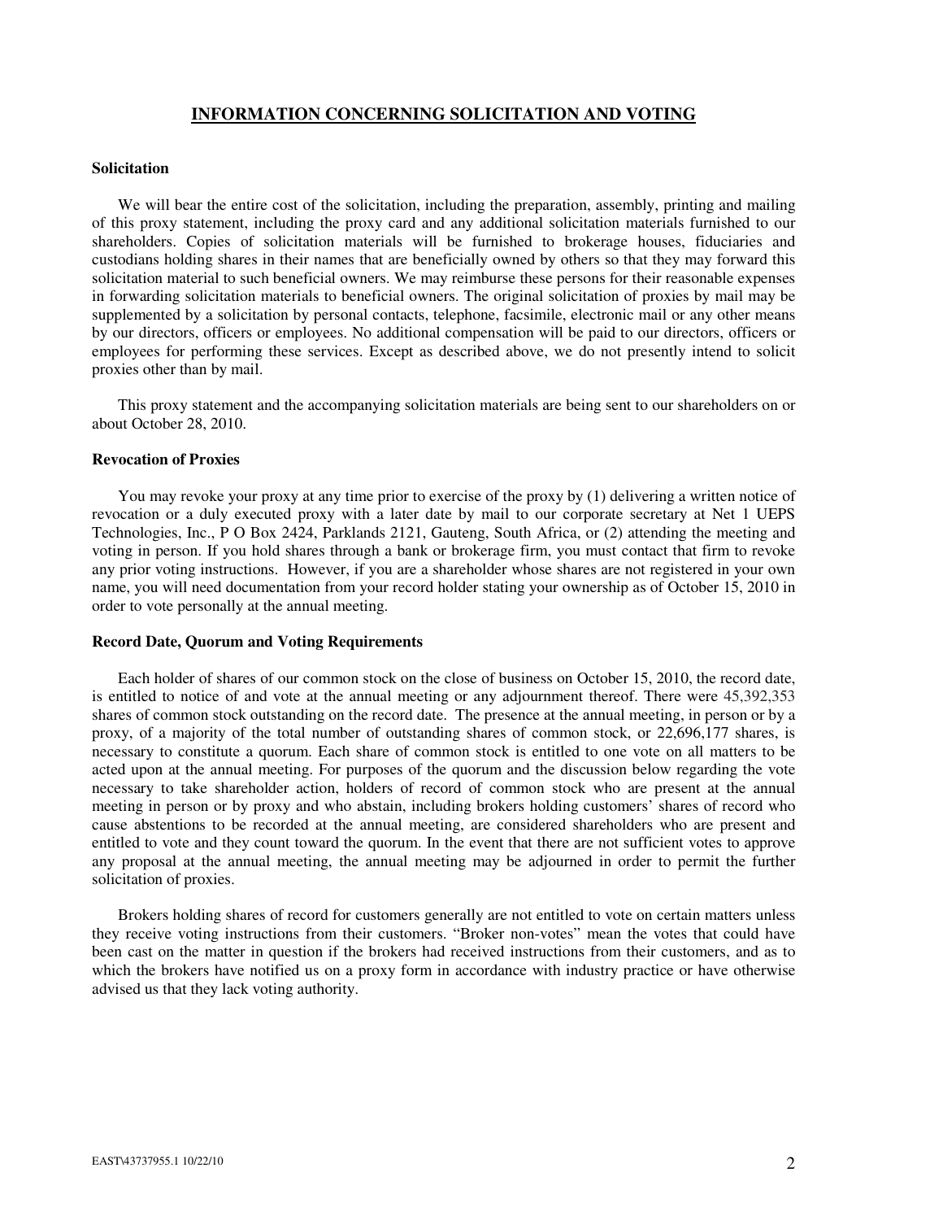## INFORMATION CONCERNING SOLICITATION AND VOTING

### Solicitation

We will bear the entire cost of the solicitation, including the preparation, assembly, printing and mailing of this proxy statement, including the proxy card and any additional solicitation materials furnished to our shareholders. Copies of solicitation materials will be furnished to brokerage houses, fiduciaries and custodians holding shares in their names that are beneficially owned by others so that they may forward this solicitation material to such beneficial owners. We may reimburse these persons for their reasonable expenses in forwarding solicitation materials to beneficial owners. The original solicitation of proxies by mail may be supplemented by a solicitation by personal contacts, telephone, facsimile, electronic mail or any other means by our directors, officers or employees. No additional compensation will be paid to our directors, officers or employees for performing these services. Except as described above, we do not presently intend to solicit proxies other than by mail.

This proxy statement and the accompanying solicitation materials are being sent to our shareholders on or about October 28, 2010.

### Revocation of Proxies

You may revoke your proxy at any time prior to exercise of the proxy by (1) delivering a written notice of revocation or a duly executed proxy with a later date by mail to our corporate secretary at Net 1 UEPS Technologies, Inc., P O Box 2424, Parklands 2121, Gauteng, South Africa, or (2) attending the meeting and voting in person. If you hold shares through a bank or brokerage firm, you must contact that firm to revoke any prior voting instructions. However, if you are a shareholder whose shares are not registered in your own name, you will need documentation from your record holder stating your ownership as of October 15, 2010 in order to vote personally at the annual meeting.

### Record Date, Quorum and Voting Requirements

Each holder of shares of our common stock on the close of business on October 15, 2010, the record date, is entitled to notice of and vote at the annual meeting or any adjournment thereof. There were 45,392,353 shares of common stock outstanding on the record date. The presence at the annual meeting, in person or by a proxy, of a majority of the total number of outstanding shares of common stock, or 22,696,177 shares, is necessary to constitute a quorum. Each share of common stock is entitled to one vote on all matters to be acted upon at the annual meeting. For purposes of the quorum and the discussion below regarding the vote necessary to take shareholder action, holders of record of common stock who are present at the annual meeting in person or by proxy and who abstain, including brokers holding customers' shares of record who cause abstentions to be recorded at the annual meeting, are considered shareholders who are present and entitled to vote and they count toward the quorum. In the event that there are not sufficient votes to approve any proposal at the annual meeting, the annual meeting may be adjourned in order to permit the further solicitation of proxies.

Brokers holding shares of record for customers generally are not entitled to vote on certain matters unless they receive voting instructions from their customers. "Broker non-votes" mean the votes that could have been cast on the matter in question if the brokers had received instructions from their customers, and as to which the brokers have notified us on a proxy form in accordance with industry practice or have otherwise advised us that they lack voting authority.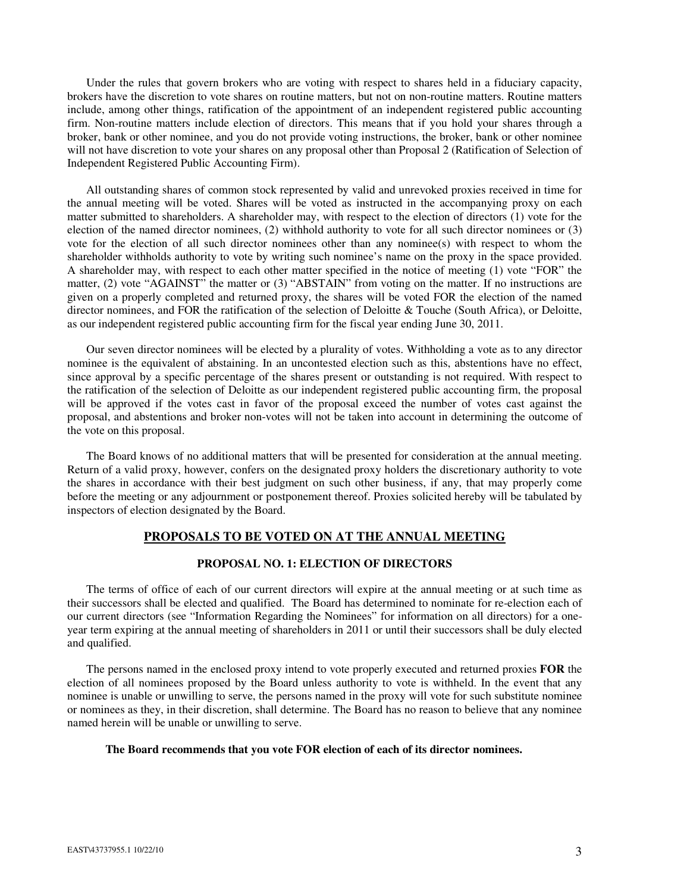Under the rules that govern brokers who are voting with respect to shares held in a fiduciary capacity, brokers have the discretion to vote shares on routine matters, but not on non-routine matters. Routine matters include, among other things, ratification of the appointment of an independent registered public accounting firm. Non-routine matters include election of directors. This means that if you hold your shares through a broker, bank or other nominee, and you do not provide voting instructions, the broker, bank or other nominee will not have discretion to vote your shares on any proposal other than Proposal 2 (Ratification of Selection of Independent Registered Public Accounting Firm).

All outstanding shares of common stock represented by valid and unrevoked proxies received in time for the annual meeting will be voted. Shares will be voted as instructed in the accompanying proxy on each matter submitted to shareholders. A shareholder may, with respect to the election of directors (1) vote for the election of the named director nominees, (2) withhold authority to vote for all such director nominees or (3) vote for the election of all such director nominees other than any nominee(s) with respect to whom the shareholder withholds authority to vote by writing such nominee's name on the proxy in the space provided. A shareholder may, with respect to each other matter specified in the notice of meeting (1) vote "FOR" the matter, (2) vote "AGAINST" the matter or (3) "ABSTAIN" from voting on the matter. If no instructions are given on a properly completed and returned proxy, the shares will be voted FOR the election of the named director nominees, and FOR the ratification of the selection of Deloitte & Touche (South Africa), or Deloitte, as our independent registered public accounting firm for the fiscal year ending June 30, 2011.

Our seven director nominees will be elected by a plurality of votes. Withholding a vote as to any director nominee is the equivalent of abstaining. In an uncontested election such as this, abstentions have no effect, since approval by a specific percentage of the shares present or outstanding is not required. With respect to the ratification of the selection of Deloitte as our independent registered public accounting firm, the proposal will be approved if the votes cast in favor of the proposal exceed the number of votes cast against the proposal, and abstentions and broker non-votes will not be taken into account in determining the outcome of the vote on this proposal.

The Board knows of no additional matters that will be presented for consideration at the annual meeting. Return of a valid proxy, however, confers on the designated proxy holders the discretionary authority to vote the shares in accordance with their best judgment on such other business, if any, that may properly come before the meeting or any adjournment or postponement thereof. Proxies solicited hereby will be tabulated by inspectors of election designated by the Board.

## PROPOSALS TO BE VOTED ON AT THE ANNUAL MEETING

### PROPOSAL NO. 1: ELECTION OF DIRECTORS

The terms of office of each of our current directors will expire at the annual meeting or at such time as their successors shall be elected and qualified. The Board has determined to nominate for re-election each of our current directors (see "Information Regarding the Nominees" for information on all directors) for a one-year term expiring at the annual meeting of shareholders in 2011 or until their successors shall be duly elected and qualified.

The persons named in the enclosed proxy intend to vote properly executed and returned proxies **FOR** the election of all nominees proposed by the Board unless authority to vote is withheld. In the event that any nominee is unable or unwilling to serve, the persons named in the proxy will vote for such substitute nominee or nominees as they, in their discretion, shall determine. The Board has no reason to believe that any nominee named herein will be unable or unwilling to serve.

**The Board recommends that you vote FOR election of each of its director nominees.**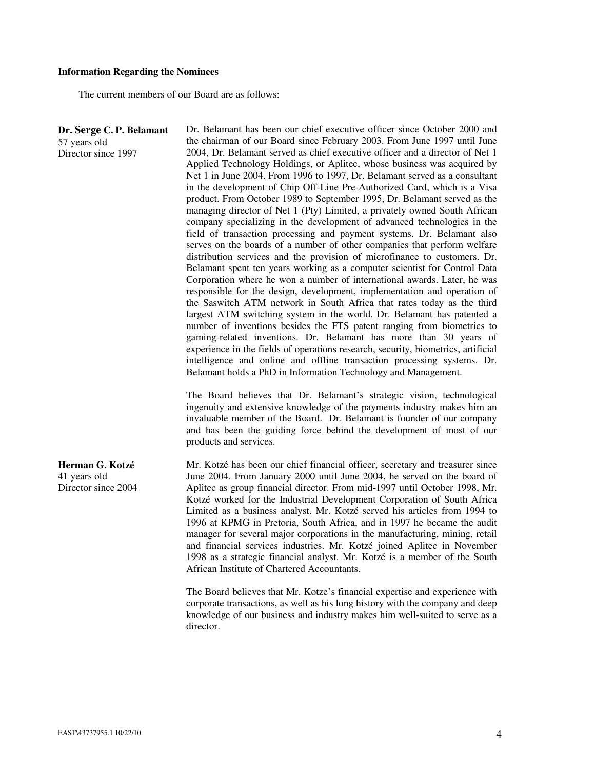**Information Regarding the Nominees**

The current members of our Board are as follows:

**Dr. Serge C. P. Belamant**
57 years old
Director since 1997

Dr. Belamant has been our chief executive officer since October 2000 and the chairman of our Board since February 2003. From June 1997 until June 2004, Dr. Belamant served as chief executive officer and a director of Net 1 Applied Technology Holdings, or Aplitec, whose business was acquired by Net 1 in June 2004. From 1996 to 1997, Dr. Belamant served as a consultant in the development of Chip Off-Line Pre-Authorized Card, which is a Visa product. From October 1989 to September 1995, Dr. Belamant served as the managing director of Net 1 (Pty) Limited, a privately owned South African company specializing in the development of advanced technologies in the field of transaction processing and payment systems. Dr. Belamant also serves on the boards of a number of other companies that perform welfare distribution services and the provision of microfinance to customers. Dr. Belamant spent ten years working as a computer scientist for Control Data Corporation where he won a number of international awards. Later, he was responsible for the design, development, implementation and operation of the Saswitch ATM network in South Africa that rates today as the third largest ATM switching system in the world. Dr. Belamant has patented a number of inventions besides the FTS patent ranging from biometrics to gaming-related inventions. Dr. Belamant has more than 30 years of experience in the fields of operations research, security, biometrics, artificial intelligence and online and offline transaction processing systems. Dr. Belamant holds a PhD in Information Technology and Management.

The Board believes that Dr. Belamant's strategic vision, technological ingenuity and extensive knowledge of the payments industry makes him an invaluable member of the Board. Dr. Belamant is founder of our company and has been the guiding force behind the development of most of our products and services.

**Herman G. Kotzé**
41 years old
Director since 2004

Mr. Kotzé has been our chief financial officer, secretary and treasurer since June 2004. From January 2000 until June 2004, he served on the board of Aplitec as group financial director. From mid-1997 until October 1998, Mr. Kotzé worked for the Industrial Development Corporation of South Africa Limited as a business analyst. Mr. Kotzé served his articles from 1994 to 1996 at KPMG in Pretoria, South Africa, and in 1997 he became the audit manager for several major corporations in the manufacturing, mining, retail and financial services industries. Mr. Kotzé joined Aplitec in November 1998 as a strategic financial analyst. Mr. Kotzé is a member of the South African Institute of Chartered Accountants.

The Board believes that Mr. Kotze's financial expertise and experience with corporate transactions, as well as his long history with the company and deep knowledge of our business and industry makes him well-suited to serve as a director.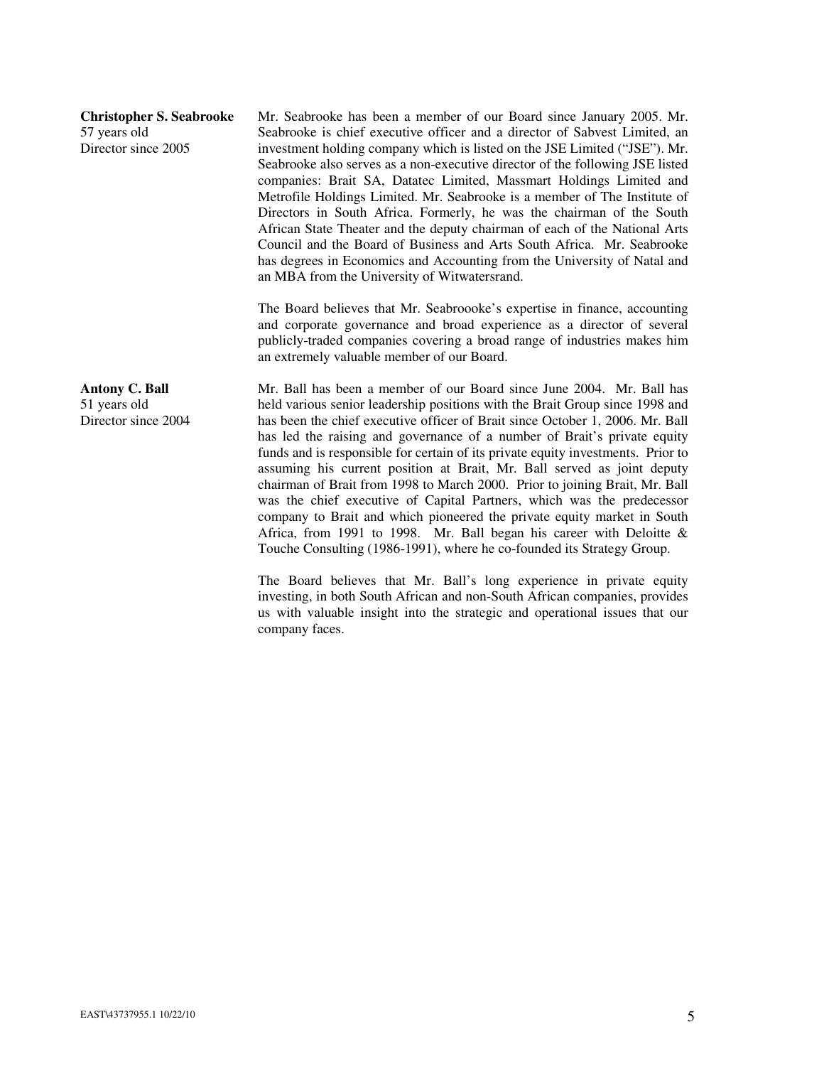**Christopher S. Seabrooke**
57 years old
Director since 2005

Mr. Seabrooke has been a member of our Board since January 2005. Mr. Seabrooke is chief executive officer and a director of Sabvest Limited, an investment holding company which is listed on the JSE Limited ("JSE"). Mr. Seabrooke also serves as a non-executive director of the following JSE listed companies: Brait SA, Datatec Limited, Massmart Holdings Limited and Metrofile Holdings Limited. Mr. Seabrooke is a member of The Institute of Directors in South Africa. Formerly, he was the chairman of the South African State Theater and the deputy chairman of each of the National Arts Council and the Board of Business and Arts South Africa. Mr. Seabrooke has degrees in Economics and Accounting from the University of Natal and an MBA from the University of Witwatersrand.

The Board believes that Mr. Seabroooke's expertise in finance, accounting and corporate governance and broad experience as a director of several publicly-traded companies covering a broad range of industries makes him an extremely valuable member of our Board.

**Antony C. Ball**
51 years old
Director since 2004

Mr. Ball has been a member of our Board since June 2004. Mr. Ball has held various senior leadership positions with the Brait Group since 1998 and has been the chief executive officer of Brait since October 1, 2006. Mr. Ball has led the raising and governance of a number of Brait's private equity funds and is responsible for certain of its private equity investments. Prior to assuming his current position at Brait, Mr. Ball served as joint deputy chairman of Brait from 1998 to March 2000. Prior to joining Brait, Mr. Ball was the chief executive of Capital Partners, which was the predecessor company to Brait and which pioneered the private equity market in South Africa, from 1991 to 1998. Mr. Ball began his career with Deloitte & Touche Consulting (1986-1991), where he co-founded its Strategy Group.

The Board believes that Mr. Ball's long experience in private equity investing, in both South African and non-South African companies, provides us with valuable insight into the strategic and operational issues that our company faces.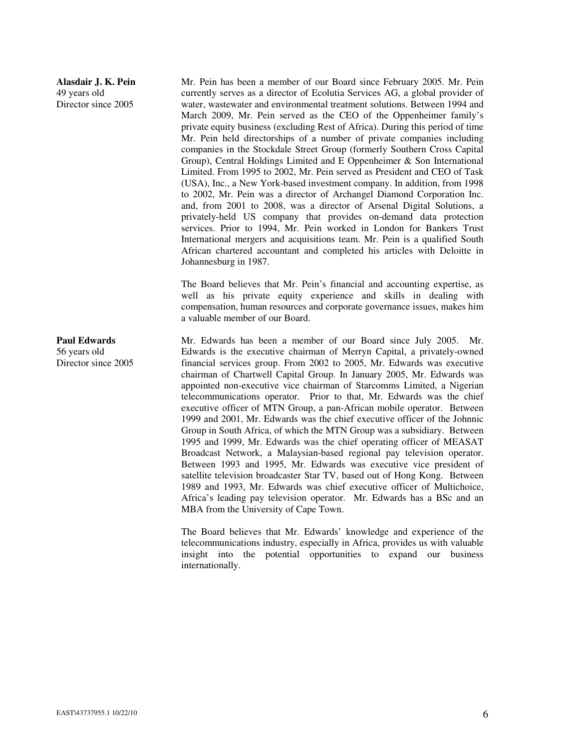**Alasdair J. K. Pein**
49 years old
Director since 2005

Mr. Pein has been a member of our Board since February 2005. Mr. Pein currently serves as a director of Ecolutia Services AG, a global provider of water, wastewater and environmental treatment solutions. Between 1994 and March 2009, Mr. Pein served as the CEO of the Oppenheimer family's private equity business (excluding Rest of Africa). During this period of time Mr. Pein held directorships of a number of private companies including companies in the Stockdale Street Group (formerly Southern Cross Capital Group), Central Holdings Limited and E Oppenheimer & Son International Limited. From 1995 to 2002, Mr. Pein served as President and CEO of Task (USA), Inc., a New York-based investment company. In addition, from 1998 to 2002, Mr. Pein was a director of Archangel Diamond Corporation Inc. and, from 2001 to 2008, was a director of Arsenal Digital Solutions, a privately-held US company that provides on-demand data protection services. Prior to 1994, Mr. Pein worked in London for Bankers Trust International mergers and acquisitions team. Mr. Pein is a qualified South African chartered accountant and completed his articles with Deloitte in Johannesburg in 1987.

The Board believes that Mr. Pein's financial and accounting expertise, as well as his private equity experience and skills in dealing with compensation, human resources and corporate governance issues, makes him a valuable member of our Board.

**Paul Edwards**
56 years old
Director since 2005

Mr. Edwards has been a member of our Board since July 2005. Mr. Edwards is the executive chairman of Merryn Capital, a privately-owned financial services group. From 2002 to 2005, Mr. Edwards was executive chairman of Chartwell Capital Group. In January 2005, Mr. Edwards was appointed non-executive vice chairman of Starcomms Limited, a Nigerian telecommunications operator. Prior to that, Mr. Edwards was the chief executive officer of MTN Group, a pan-African mobile operator. Between 1999 and 2001, Mr. Edwards was the chief executive officer of the Johnnic Group in South Africa, of which the MTN Group was a subsidiary. Between 1995 and 1999, Mr. Edwards was the chief operating officer of MEASAT Broadcast Network, a Malaysian-based regional pay television operator. Between 1993 and 1995, Mr. Edwards was executive vice president of satellite television broadcaster Star TV, based out of Hong Kong. Between 1989 and 1993, Mr. Edwards was chief executive officer of Multichoice, Africa's leading pay television operator. Mr. Edwards has a BSc and an MBA from the University of Cape Town.

The Board believes that Mr. Edwards' knowledge and experience of the telecommunications industry, especially in Africa, provides us with valuable insight into the potential opportunities to expand our business internationally.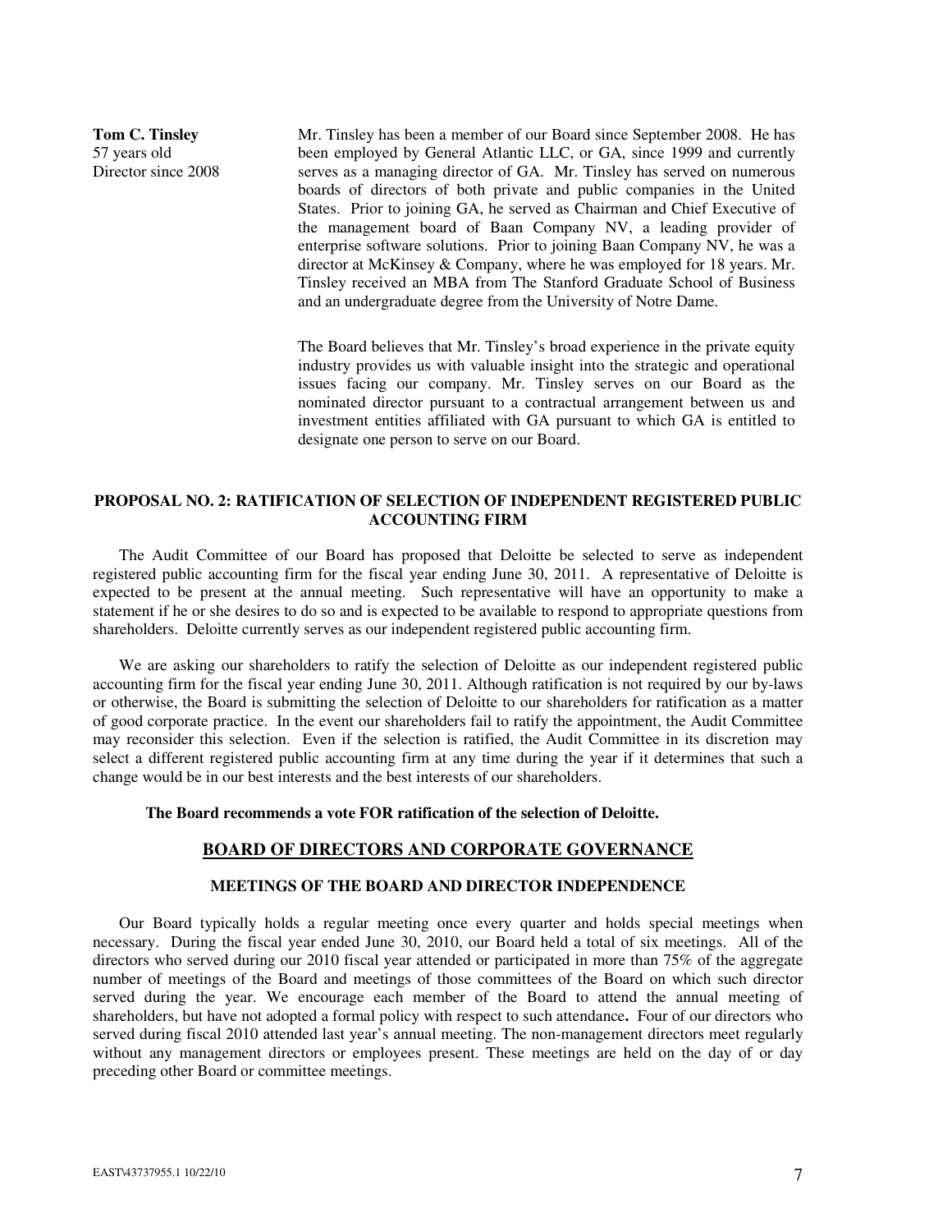**Tom C. Tinsley**
57 years old
Director since 2008

Mr. Tinsley has been a member of our Board since September 2008. He has been employed by General Atlantic LLC, or GA, since 1999 and currently serves as a managing director of GA. Mr. Tinsley has served on numerous boards of directors of both private and public companies in the United States. Prior to joining GA, he served as Chairman and Chief Executive of the management board of Baan Company NV, a leading provider of enterprise software solutions. Prior to joining Baan Company NV, he was a director at McKinsey & Company, where he was employed for 18 years. Mr. Tinsley received an MBA from The Stanford Graduate School of Business and an undergraduate degree from the University of Notre Dame.

The Board believes that Mr. Tinsley's broad experience in the private equity industry provides us with valuable insight into the strategic and operational issues facing our company. Mr. Tinsley serves on our Board as the nominated director pursuant to a contractual arrangement between us and investment entities affiliated with GA pursuant to which GA is entitled to designate one person to serve on our Board.

## PROPOSAL NO. 2: RATIFICATION OF SELECTION OF INDEPENDENT REGISTERED PUBLIC ACCOUNTING FIRM

The Audit Committee of our Board has proposed that Deloitte be selected to serve as independent registered public accounting firm for the fiscal year ending June 30, 2011. A representative of Deloitte is expected to be present at the annual meeting. Such representative will have an opportunity to make a statement if he or she desires to do so and is expected to be available to respond to appropriate questions from shareholders. Deloitte currently serves as our independent registered public accounting firm.

We are asking our shareholders to ratify the selection of Deloitte as our independent registered public accounting firm for the fiscal year ending June 30, 2011. Although ratification is not required by our by-laws or otherwise, the Board is submitting the selection of Deloitte to our shareholders for ratification as a matter of good corporate practice. In the event our shareholders fail to ratify the appointment, the Audit Committee may reconsider this selection. Even if the selection is ratified, the Audit Committee in its discretion may select a different registered public accounting firm at any time during the year if it determines that such a change would be in our best interests and the best interests of our shareholders.

**The Board recommends a vote FOR ratification of the selection of Deloitte.**

## BOARD OF DIRECTORS AND CORPORATE GOVERNANCE

### MEETINGS OF THE BOARD AND DIRECTOR INDEPENDENCE

Our Board typically holds a regular meeting once every quarter and holds special meetings when necessary. During the fiscal year ended June 30, 2010, our Board held a total of six meetings. All of the directors who served during our 2010 fiscal year attended or participated in more than 75% of the aggregate number of meetings of the Board and meetings of those committees of the Board on which such director served during the year. We encourage each member of the Board to attend the annual meeting of shareholders, but have not adopted a formal policy with respect to such attendance**.** Four of our directors who served during fiscal 2010 attended last year's annual meeting. The non-management directors meet regularly without any management directors or employees present. These meetings are held on the day of or day preceding other Board or committee meetings.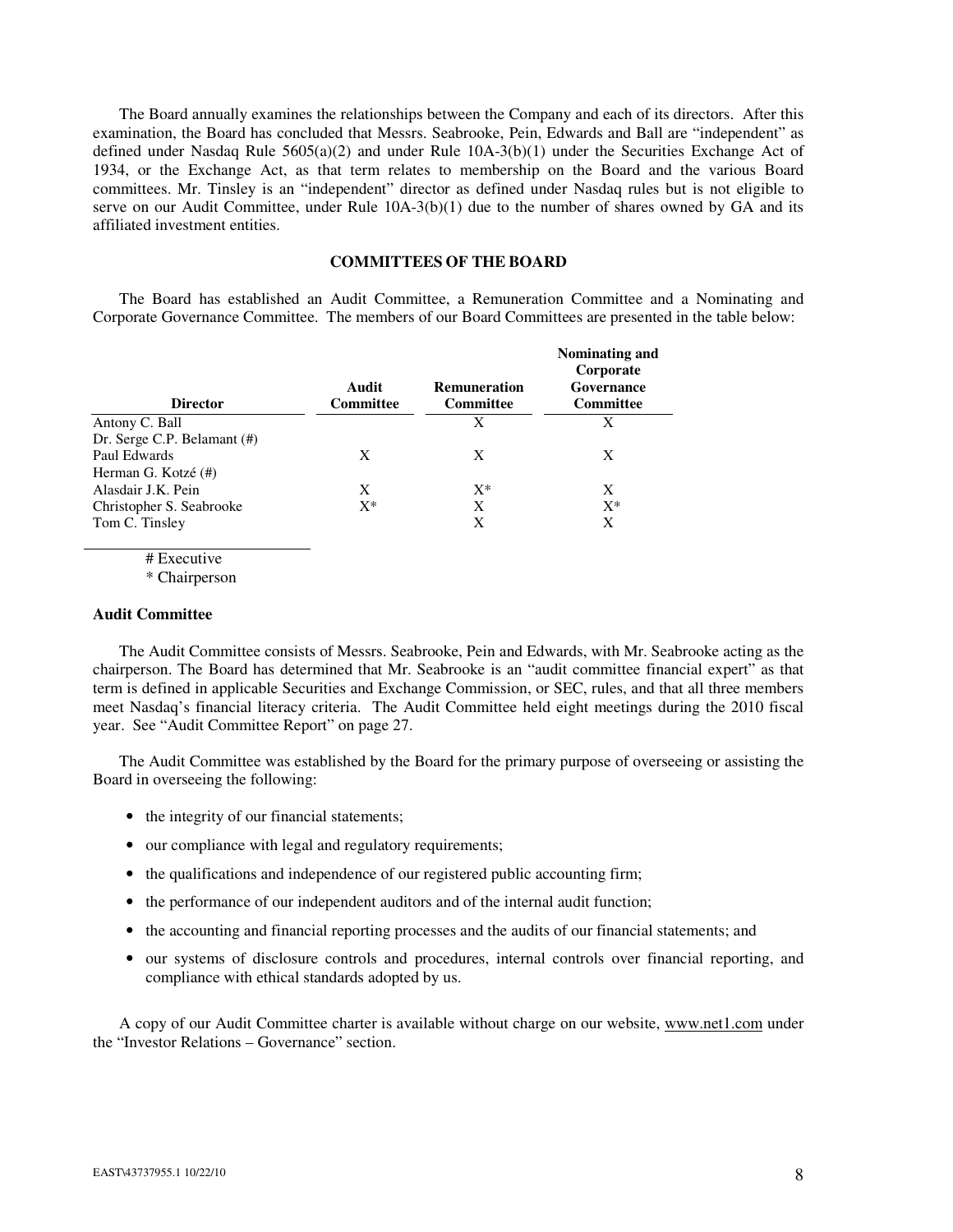The Board annually examines the relationships between the Company and each of its directors. After this examination, the Board has concluded that Messrs. Seabrooke, Pein, Edwards and Ball are "independent" as defined under Nasdaq Rule 5605(a)(2) and under Rule 10A-3(b)(1) under the Securities Exchange Act of 1934, or the Exchange Act, as that term relates to membership on the Board and the various Board committees. Mr. Tinsley is an "independent" director as defined under Nasdaq rules but is not eligible to serve on our Audit Committee, under Rule 10A-3(b)(1) due to the number of shares owned by GA and its affiliated investment entities.

## COMMITTEES OF THE BOARD

The Board has established an Audit Committee, a Remuneration Committee and a Nominating and Corporate Governance Committee. The members of our Board Committees are presented in the table below:

| Director | Audit Committee | Remuneration Committee | Nominating and Corporate Governance Committee |
|---|---|---|---|
| Antony C. Ball | | X | X |
| Dr. Serge C.P. Belamant (#) | | | |
| Paul Edwards | X | X | X |
| Herman G. Kotzé (#) | | | |
| Alasdair J.K. Pein | X | X* | X |
| Christopher S. Seabrooke | X* | X | X* |
| Tom C. Tinsley | | X | X |

# Executive

* Chairperson

### Audit Committee

The Audit Committee consists of Messrs. Seabrooke, Pein and Edwards, with Mr. Seabrooke acting as the chairperson. The Board has determined that Mr. Seabrooke is an "audit committee financial expert" as that term is defined in applicable Securities and Exchange Commission, or SEC, rules, and that all three members meet Nasdaq's financial literacy criteria. The Audit Committee held eight meetings during the 2010 fiscal year. See "Audit Committee Report" on page 27.

The Audit Committee was established by the Board for the primary purpose of overseeing or assisting the Board in overseeing the following:

- the integrity of our financial statements;
- our compliance with legal and regulatory requirements;
- the qualifications and independence of our registered public accounting firm;
- the performance of our independent auditors and of the internal audit function;
- the accounting and financial reporting processes and the audits of our financial statements; and
- our systems of disclosure controls and procedures, internal controls over financial reporting, and compliance with ethical standards adopted by us.

A copy of our Audit Committee charter is available without charge on our website, www.net1.com under the "Investor Relations – Governance" section.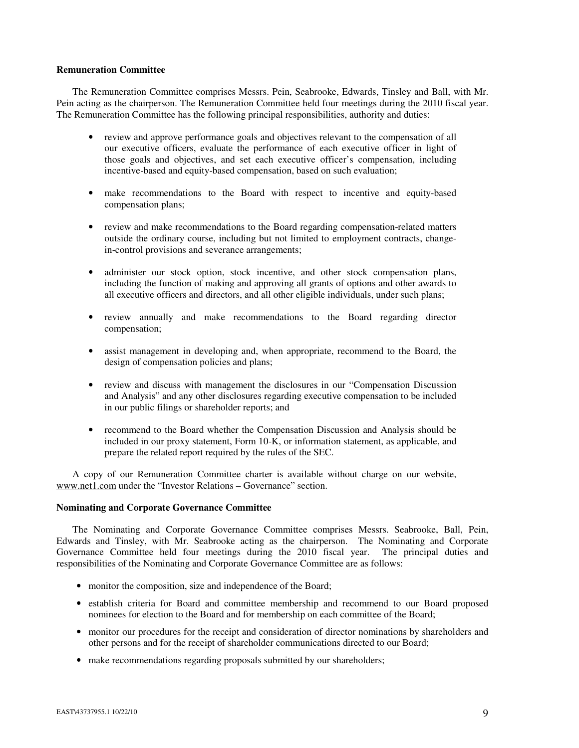**Remuneration Committee**

The Remuneration Committee comprises Messrs. Pein, Seabrooke, Edwards, Tinsley and Ball, with Mr. Pein acting as the chairperson. The Remuneration Committee held four meetings during the 2010 fiscal year. The Remuneration Committee has the following principal responsibilities, authority and duties:

- review and approve performance goals and objectives relevant to the compensation of all our executive officers, evaluate the performance of each executive officer in light of those goals and objectives, and set each executive officer's compensation, including incentive-based and equity-based compensation, based on such evaluation;
- make recommendations to the Board with respect to incentive and equity-based compensation plans;
- review and make recommendations to the Board regarding compensation-related matters outside the ordinary course, including but not limited to employment contracts, change-in-control provisions and severance arrangements;
- administer our stock option, stock incentive, and other stock compensation plans, including the function of making and approving all grants of options and other awards to all executive officers and directors, and all other eligible individuals, under such plans;
- review annually and make recommendations to the Board regarding director compensation;
- assist management in developing and, when appropriate, recommend to the Board, the design of compensation policies and plans;
- review and discuss with management the disclosures in our "Compensation Discussion and Analysis" and any other disclosures regarding executive compensation to be included in our public filings or shareholder reports; and
- recommend to the Board whether the Compensation Discussion and Analysis should be included in our proxy statement, Form 10-K, or information statement, as applicable, and prepare the related report required by the rules of the SEC.

A copy of our Remuneration Committee charter is available without charge on our website, www.net1.com under the "Investor Relations – Governance" section.

**Nominating and Corporate Governance Committee**

The Nominating and Corporate Governance Committee comprises Messrs. Seabrooke, Ball, Pein, Edwards and Tinsley, with Mr. Seabrooke acting as the chairperson. The Nominating and Corporate Governance Committee held four meetings during the 2010 fiscal year. The principal duties and responsibilities of the Nominating and Corporate Governance Committee are as follows:

- monitor the composition, size and independence of the Board;
- establish criteria for Board and committee membership and recommend to our Board proposed nominees for election to the Board and for membership on each committee of the Board;
- monitor our procedures for the receipt and consideration of director nominations by shareholders and other persons and for the receipt of shareholder communications directed to our Board;
- make recommendations regarding proposals submitted by our shareholders;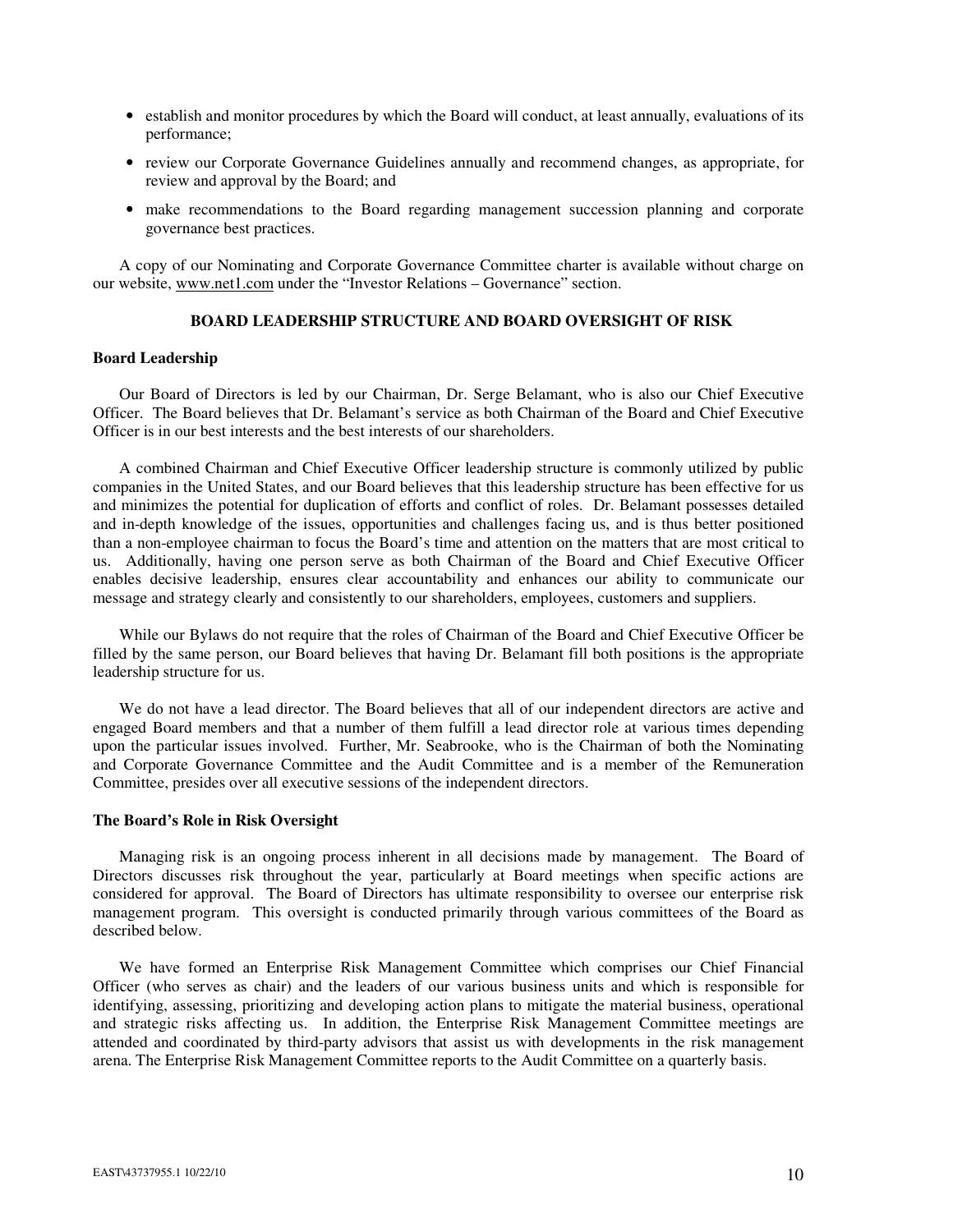- establish and monitor procedures by which the Board will conduct, at least annually, evaluations of its performance;
- review our Corporate Governance Guidelines annually and recommend changes, as appropriate, for review and approval by the Board; and
- make recommendations to the Board regarding management succession planning and corporate governance best practices.

A copy of our Nominating and Corporate Governance Committee charter is available without charge on our website, www.net1.com under the "Investor Relations – Governance" section.

## BOARD LEADERSHIP STRUCTURE AND BOARD OVERSIGHT OF RISK

### Board Leadership

Our Board of Directors is led by our Chairman, Dr. Serge Belamant, who is also our Chief Executive Officer. The Board believes that Dr. Belamant's service as both Chairman of the Board and Chief Executive Officer is in our best interests and the best interests of our shareholders.

A combined Chairman and Chief Executive Officer leadership structure is commonly utilized by public companies in the United States, and our Board believes that this leadership structure has been effective for us and minimizes the potential for duplication of efforts and conflict of roles. Dr. Belamant possesses detailed and in-depth knowledge of the issues, opportunities and challenges facing us, and is thus better positioned than a non-employee chairman to focus the Board's time and attention on the matters that are most critical to us. Additionally, having one person serve as both Chairman of the Board and Chief Executive Officer enables decisive leadership, ensures clear accountability and enhances our ability to communicate our message and strategy clearly and consistently to our shareholders, employees, customers and suppliers.

While our Bylaws do not require that the roles of Chairman of the Board and Chief Executive Officer be filled by the same person, our Board believes that having Dr. Belamant fill both positions is the appropriate leadership structure for us.

We do not have a lead director. The Board believes that all of our independent directors are active and engaged Board members and that a number of them fulfill a lead director role at various times depending upon the particular issues involved. Further, Mr. Seabrooke, who is the Chairman of both the Nominating and Corporate Governance Committee and the Audit Committee and is a member of the Remuneration Committee, presides over all executive sessions of the independent directors.

### The Board's Role in Risk Oversight

Managing risk is an ongoing process inherent in all decisions made by management. The Board of Directors discusses risk throughout the year, particularly at Board meetings when specific actions are considered for approval. The Board of Directors has ultimate responsibility to oversee our enterprise risk management program. This oversight is conducted primarily through various committees of the Board as described below.

We have formed an Enterprise Risk Management Committee which comprises our Chief Financial Officer (who serves as chair) and the leaders of our various business units and which is responsible for identifying, assessing, prioritizing and developing action plans to mitigate the material business, operational and strategic risks affecting us. In addition, the Enterprise Risk Management Committee meetings are attended and coordinated by third-party advisors that assist us with developments in the risk management arena. The Enterprise Risk Management Committee reports to the Audit Committee on a quarterly basis.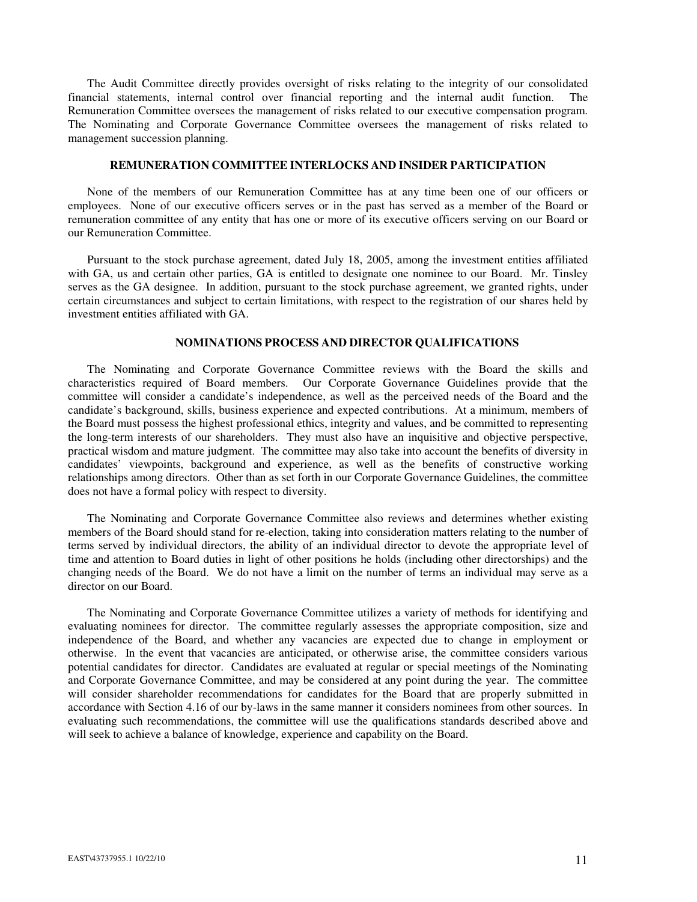The Audit Committee directly provides oversight of risks relating to the integrity of our consolidated financial statements, internal control over financial reporting and the internal audit function. The Remuneration Committee oversees the management of risks related to our executive compensation program. The Nominating and Corporate Governance Committee oversees the management of risks related to management succession planning.

## REMUNERATION COMMITTEE INTERLOCKS AND INSIDER PARTICIPATION

None of the members of our Remuneration Committee has at any time been one of our officers or employees. None of our executive officers serves or in the past has served as a member of the Board or remuneration committee of any entity that has one or more of its executive officers serving on our Board or our Remuneration Committee.

Pursuant to the stock purchase agreement, dated July 18, 2005, among the investment entities affiliated with GA, us and certain other parties, GA is entitled to designate one nominee to our Board. Mr. Tinsley serves as the GA designee. In addition, pursuant to the stock purchase agreement, we granted rights, under certain circumstances and subject to certain limitations, with respect to the registration of our shares held by investment entities affiliated with GA.

## NOMINATIONS PROCESS AND DIRECTOR QUALIFICATIONS

The Nominating and Corporate Governance Committee reviews with the Board the skills and characteristics required of Board members. Our Corporate Governance Guidelines provide that the committee will consider a candidate's independence, as well as the perceived needs of the Board and the candidate's background, skills, business experience and expected contributions. At a minimum, members of the Board must possess the highest professional ethics, integrity and values, and be committed to representing the long-term interests of our shareholders. They must also have an inquisitive and objective perspective, practical wisdom and mature judgment. The committee may also take into account the benefits of diversity in candidates' viewpoints, background and experience, as well as the benefits of constructive working relationships among directors. Other than as set forth in our Corporate Governance Guidelines, the committee does not have a formal policy with respect to diversity.

The Nominating and Corporate Governance Committee also reviews and determines whether existing members of the Board should stand for re-election, taking into consideration matters relating to the number of terms served by individual directors, the ability of an individual director to devote the appropriate level of time and attention to Board duties in light of other positions he holds (including other directorships) and the changing needs of the Board. We do not have a limit on the number of terms an individual may serve as a director on our Board.

The Nominating and Corporate Governance Committee utilizes a variety of methods for identifying and evaluating nominees for director. The committee regularly assesses the appropriate composition, size and independence of the Board, and whether any vacancies are expected due to change in employment or otherwise. In the event that vacancies are anticipated, or otherwise arise, the committee considers various potential candidates for director. Candidates are evaluated at regular or special meetings of the Nominating and Corporate Governance Committee, and may be considered at any point during the year. The committee will consider shareholder recommendations for candidates for the Board that are properly submitted in accordance with Section 4.16 of our by-laws in the same manner it considers nominees from other sources. In evaluating such recommendations, the committee will use the qualifications standards described above and will seek to achieve a balance of knowledge, experience and capability on the Board.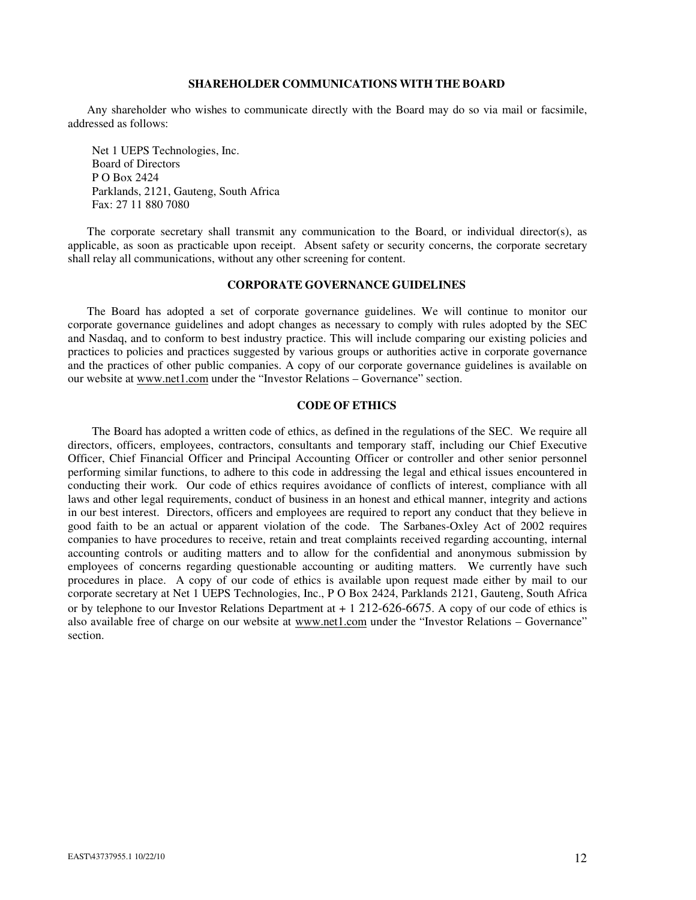## SHAREHOLDER COMMUNICATIONS WITH THE BOARD

Any shareholder who wishes to communicate directly with the Board may do so via mail or facsimile, addressed as follows:

Net 1 UEPS Technologies, Inc.
Board of Directors
P O Box 2424
Parklands, 2121, Gauteng, South Africa
Fax: 27 11 880 7080

The corporate secretary shall transmit any communication to the Board, or individual director(s), as applicable, as soon as practicable upon receipt. Absent safety or security concerns, the corporate secretary shall relay all communications, without any other screening for content.

## CORPORATE GOVERNANCE GUIDELINES

The Board has adopted a set of corporate governance guidelines. We will continue to monitor our corporate governance guidelines and adopt changes as necessary to comply with rules adopted by the SEC and Nasdaq, and to conform to best industry practice. This will include comparing our existing policies and practices to policies and practices suggested by various groups or authorities active in corporate governance and the practices of other public companies. A copy of our corporate governance guidelines is available on our website at www.net1.com under the "Investor Relations – Governance" section.

## CODE OF ETHICS

The Board has adopted a written code of ethics, as defined in the regulations of the SEC. We require all directors, officers, employees, contractors, consultants and temporary staff, including our Chief Executive Officer, Chief Financial Officer and Principal Accounting Officer or controller and other senior personnel performing similar functions, to adhere to this code in addressing the legal and ethical issues encountered in conducting their work. Our code of ethics requires avoidance of conflicts of interest, compliance with all laws and other legal requirements, conduct of business in an honest and ethical manner, integrity and actions in our best interest. Directors, officers and employees are required to report any conduct that they believe in good faith to be an actual or apparent violation of the code. The Sarbanes-Oxley Act of 2002 requires companies to have procedures to receive, retain and treat complaints received regarding accounting, internal accounting controls or auditing matters and to allow for the confidential and anonymous submission by employees of concerns regarding questionable accounting or auditing matters. We currently have such procedures in place. A copy of our code of ethics is available upon request made either by mail to our corporate secretary at Net 1 UEPS Technologies, Inc., P O Box 2424, Parklands 2121, Gauteng, South Africa or by telephone to our Investor Relations Department at + 1 212-626-6675. A copy of our code of ethics is also available free of charge on our website at www.net1.com under the "Investor Relations – Governance" section.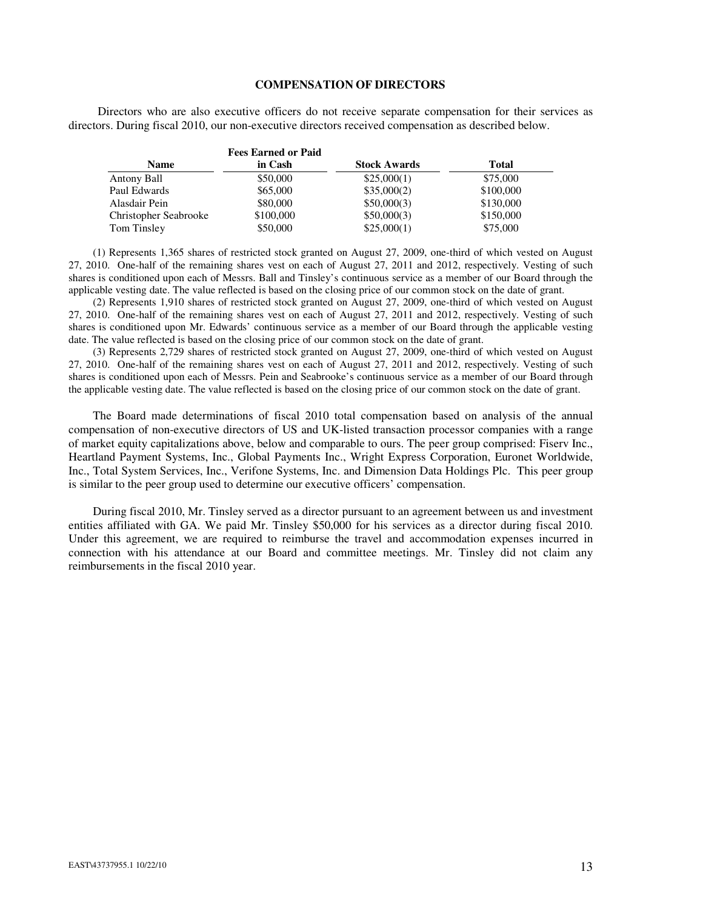## COMPENSATION OF DIRECTORS

Directors who are also executive officers do not receive separate compensation for their services as directors. During fiscal 2010, our non-executive directors received compensation as described below.

| Name | Fees Earned or Paid in Cash | Stock Awards | Total |
|---|---|---|---|
| Antony Ball | $50,000 | $25,000(1) | $75,000 |
| Paul Edwards | $65,000 | $35,000(2) | $100,000 |
| Alasdair Pein | $80,000 | $50,000(3) | $130,000 |
| Christopher Seabrooke | $100,000 | $50,000(3) | $150,000 |
| Tom Tinsley | $50,000 | $25,000(1) | $75,000 |

(1) Represents 1,365 shares of restricted stock granted on August 27, 2009, one-third of which vested on August 27, 2010. One-half of the remaining shares vest on each of August 27, 2011 and 2012, respectively. Vesting of such shares is conditioned upon each of Messrs. Ball and Tinsley's continuous service as a member of our Board through the applicable vesting date. The value reflected is based on the closing price of our common stock on the date of grant.

(2) Represents 1,910 shares of restricted stock granted on August 27, 2009, one-third of which vested on August 27, 2010. One-half of the remaining shares vest on each of August 27, 2011 and 2012, respectively. Vesting of such shares is conditioned upon Mr. Edwards' continuous service as a member of our Board through the applicable vesting date. The value reflected is based on the closing price of our common stock on the date of grant.

(3) Represents 2,729 shares of restricted stock granted on August 27, 2009, one-third of which vested on August 27, 2010. One-half of the remaining shares vest on each of August 27, 2011 and 2012, respectively. Vesting of such shares is conditioned upon each of Messrs. Pein and Seabrooke's continuous service as a member of our Board through the applicable vesting date. The value reflected is based on the closing price of our common stock on the date of grant.

The Board made determinations of fiscal 2010 total compensation based on analysis of the annual compensation of non-executive directors of US and UK-listed transaction processor companies with a range of market equity capitalizations above, below and comparable to ours. The peer group comprised: Fiserv Inc., Heartland Payment Systems, Inc., Global Payments Inc., Wright Express Corporation, Euronet Worldwide, Inc., Total System Services, Inc., Verifone Systems, Inc. and Dimension Data Holdings Plc. This peer group is similar to the peer group used to determine our executive officers' compensation.

During fiscal 2010, Mr. Tinsley served as a director pursuant to an agreement between us and investment entities affiliated with GA. We paid Mr. Tinsley $50,000 for his services as a director during fiscal 2010. Under this agreement, we are required to reimburse the travel and accommodation expenses incurred in connection with his attendance at our Board and committee meetings. Mr. Tinsley did not claim any reimbursements in the fiscal 2010 year.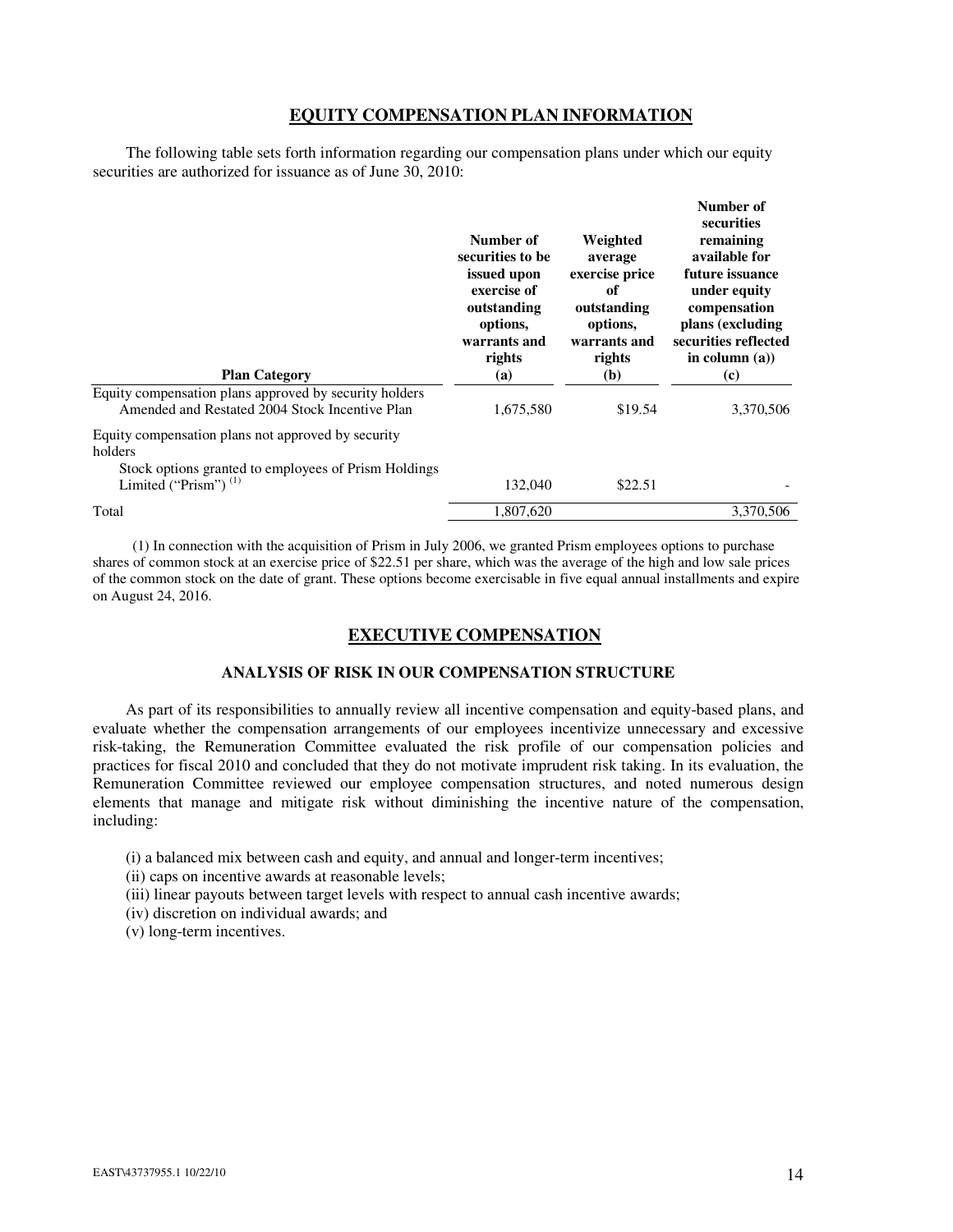## EQUITY COMPENSATION PLAN INFORMATION

The following table sets forth information regarding our compensation plans under which our equity securities are authorized for issuance as of June 30, 2010:

| Plan Category | Number of securities to be issued upon exercise of outstanding options, warrants and rights (a) | Weighted average exercise price of outstanding options, warrants and rights (b) | Number of securities remaining available for future issuance under equity compensation plans (excluding securities reflected in column (a)) (c) |
|---|---|---|---|
| Equity compensation plans approved by security holders | | | |
| Amended and Restated 2004 Stock Incentive Plan | 1,675,580 | $19.54 | 3,370,506 |
| Equity compensation plans not approved by security holders | | | |
| Stock options granted to employees of Prism Holdings Limited ("Prism") (1) | 132,040 | $22.51 | - |
| Total | 1,807,620 | | 3,370,506 |

(1) In connection with the acquisition of Prism in July 2006, we granted Prism employees options to purchase shares of common stock at an exercise price of $22.51 per share, which was the average of the high and low sale prices of the common stock on the date of grant. These options become exercisable in five equal annual installments and expire on August 24, 2016.

## EXECUTIVE COMPENSATION

### ANALYSIS OF RISK IN OUR COMPENSATION STRUCTURE

As part of its responsibilities to annually review all incentive compensation and equity-based plans, and evaluate whether the compensation arrangements of our employees incentivize unnecessary and excessive risk-taking, the Remuneration Committee evaluated the risk profile of our compensation policies and practices for fiscal 2010 and concluded that they do not motivate imprudent risk taking. In its evaluation, the Remuneration Committee reviewed our employee compensation structures, and noted numerous design elements that manage and mitigate risk without diminishing the incentive nature of the compensation, including:

(i) a balanced mix between cash and equity, and annual and longer-term incentives;
(ii) caps on incentive awards at reasonable levels;
(iii) linear payouts between target levels with respect to annual cash incentive awards;
(iv) discretion on individual awards; and
(v) long-term incentives.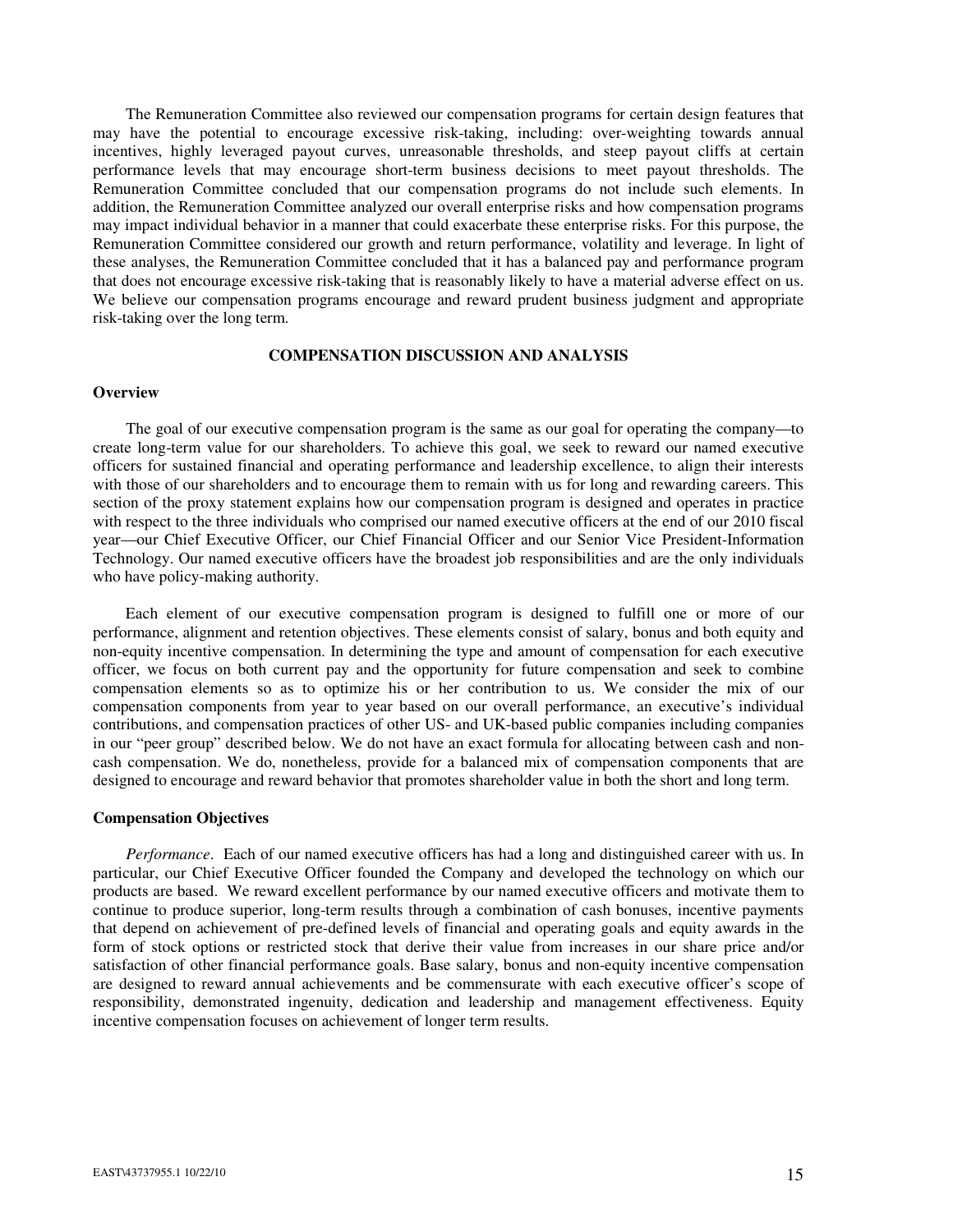The Remuneration Committee also reviewed our compensation programs for certain design features that may have the potential to encourage excessive risk-taking, including: over-weighting towards annual incentives, highly leveraged payout curves, unreasonable thresholds, and steep payout cliffs at certain performance levels that may encourage short-term business decisions to meet payout thresholds. The Remuneration Committee concluded that our compensation programs do not include such elements. In addition, the Remuneration Committee analyzed our overall enterprise risks and how compensation programs may impact individual behavior in a manner that could exacerbate these enterprise risks. For this purpose, the Remuneration Committee considered our growth and return performance, volatility and leverage. In light of these analyses, the Remuneration Committee concluded that it has a balanced pay and performance program that does not encourage excessive risk-taking that is reasonably likely to have a material adverse effect on us. We believe our compensation programs encourage and reward prudent business judgment and appropriate risk-taking over the long term.

## COMPENSATION DISCUSSION AND ANALYSIS

### Overview

The goal of our executive compensation program is the same as our goal for operating the company—to create long-term value for our shareholders. To achieve this goal, we seek to reward our named executive officers for sustained financial and operating performance and leadership excellence, to align their interests with those of our shareholders and to encourage them to remain with us for long and rewarding careers. This section of the proxy statement explains how our compensation program is designed and operates in practice with respect to the three individuals who comprised our named executive officers at the end of our 2010 fiscal year—our Chief Executive Officer, our Chief Financial Officer and our Senior Vice President-Information Technology. Our named executive officers have the broadest job responsibilities and are the only individuals who have policy-making authority.

Each element of our executive compensation program is designed to fulfill one or more of our performance, alignment and retention objectives. These elements consist of salary, bonus and both equity and non-equity incentive compensation. In determining the type and amount of compensation for each executive officer, we focus on both current pay and the opportunity for future compensation and seek to combine compensation elements so as to optimize his or her contribution to us. We consider the mix of our compensation components from year to year based on our overall performance, an executive's individual contributions, and compensation practices of other US- and UK-based public companies including companies in our "peer group" described below. We do not have an exact formula for allocating between cash and non-cash compensation. We do, nonetheless, provide for a balanced mix of compensation components that are designed to encourage and reward behavior that promotes shareholder value in both the short and long term.

### Compensation Objectives

*Performance*. Each of our named executive officers has had a long and distinguished career with us. In particular, our Chief Executive Officer founded the Company and developed the technology on which our products are based. We reward excellent performance by our named executive officers and motivate them to continue to produce superior, long-term results through a combination of cash bonuses, incentive payments that depend on achievement of pre-defined levels of financial and operating goals and equity awards in the form of stock options or restricted stock that derive their value from increases in our share price and/or satisfaction of other financial performance goals. Base salary, bonus and non-equity incentive compensation are designed to reward annual achievements and be commensurate with each executive officer's scope of responsibility, demonstrated ingenuity, dedication and leadership and management effectiveness. Equity incentive compensation focuses on achievement of longer term results.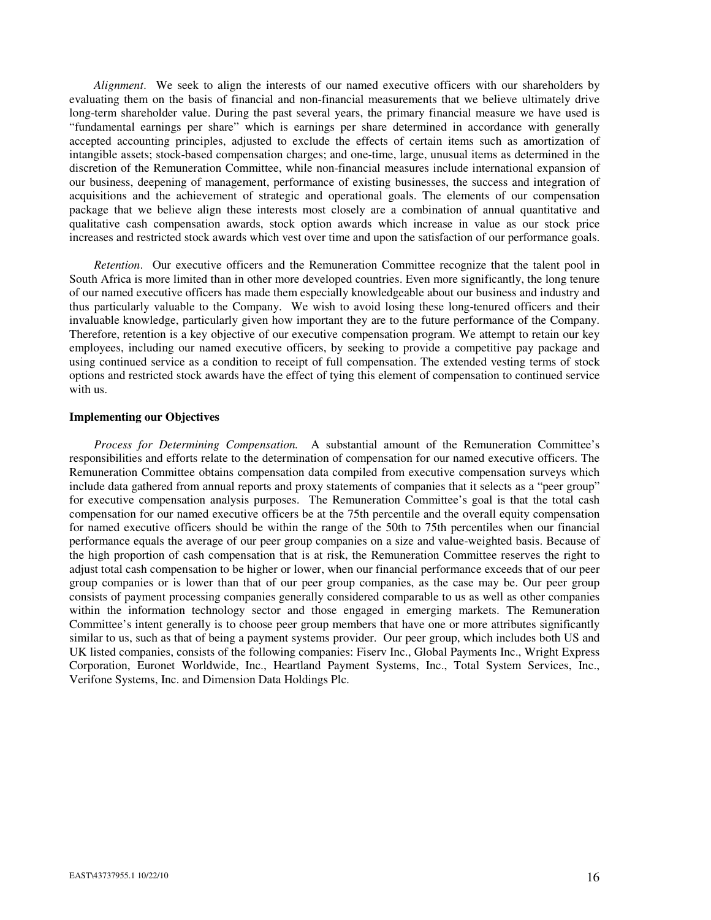*Alignment*. We seek to align the interests of our named executive officers with our shareholders by evaluating them on the basis of financial and non-financial measurements that we believe ultimately drive long-term shareholder value. During the past several years, the primary financial measure we have used is "fundamental earnings per share" which is earnings per share determined in accordance with generally accepted accounting principles, adjusted to exclude the effects of certain items such as amortization of intangible assets; stock-based compensation charges; and one-time, large, unusual items as determined in the discretion of the Remuneration Committee, while non-financial measures include international expansion of our business, deepening of management, performance of existing businesses, the success and integration of acquisitions and the achievement of strategic and operational goals. The elements of our compensation package that we believe align these interests most closely are a combination of annual quantitative and qualitative cash compensation awards, stock option awards which increase in value as our stock price increases and restricted stock awards which vest over time and upon the satisfaction of our performance goals.

*Retention*. Our executive officers and the Remuneration Committee recognize that the talent pool in South Africa is more limited than in other more developed countries. Even more significantly, the long tenure of our named executive officers has made them especially knowledgeable about our business and industry and thus particularly valuable to the Company. We wish to avoid losing these long-tenured officers and their invaluable knowledge, particularly given how important they are to the future performance of the Company. Therefore, retention is a key objective of our executive compensation program. We attempt to retain our key employees, including our named executive officers, by seeking to provide a competitive pay package and using continued service as a condition to receipt of full compensation. The extended vesting terms of stock options and restricted stock awards have the effect of tying this element of compensation to continued service with us.

**Implementing our Objectives**

*Process for Determining Compensation.* A substantial amount of the Remuneration Committee's responsibilities and efforts relate to the determination of compensation for our named executive officers. The Remuneration Committee obtains compensation data compiled from executive compensation surveys which include data gathered from annual reports and proxy statements of companies that it selects as a "peer group" for executive compensation analysis purposes. The Remuneration Committee's goal is that the total cash compensation for our named executive officers be at the 75th percentile and the overall equity compensation for named executive officers should be within the range of the 50th to 75th percentiles when our financial performance equals the average of our peer group companies on a size and value-weighted basis. Because of the high proportion of cash compensation that is at risk, the Remuneration Committee reserves the right to adjust total cash compensation to be higher or lower, when our financial performance exceeds that of our peer group companies or is lower than that of our peer group companies, as the case may be. Our peer group consists of payment processing companies generally considered comparable to us as well as other companies within the information technology sector and those engaged in emerging markets. The Remuneration Committee's intent generally is to choose peer group members that have one or more attributes significantly similar to us, such as that of being a payment systems provider. Our peer group, which includes both US and UK listed companies, consists of the following companies: Fiserv Inc., Global Payments Inc., Wright Express Corporation, Euronet Worldwide, Inc., Heartland Payment Systems, Inc., Total System Services, Inc., Verifone Systems, Inc. and Dimension Data Holdings Plc.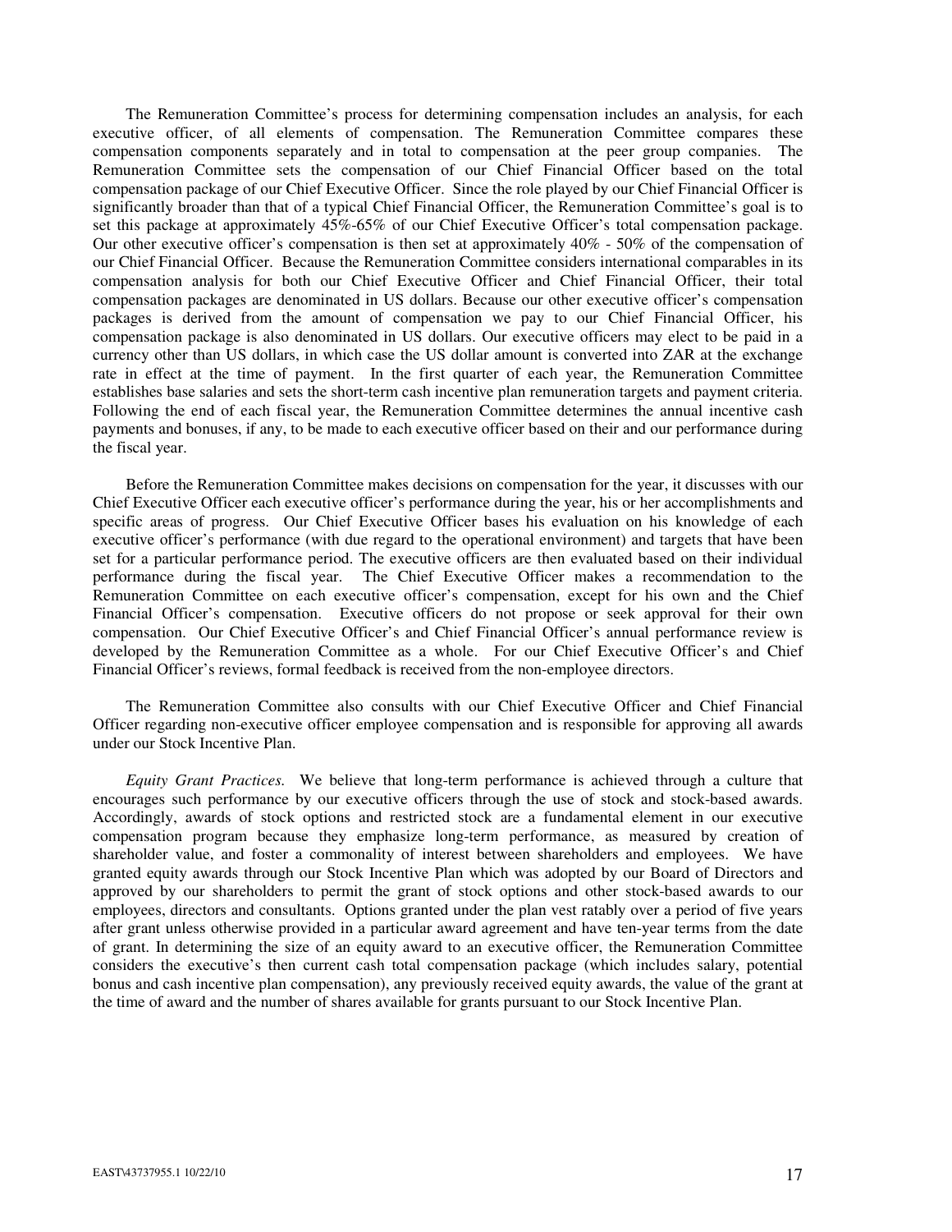The Remuneration Committee's process for determining compensation includes an analysis, for each executive officer, of all elements of compensation. The Remuneration Committee compares these compensation components separately and in total to compensation at the peer group companies. The Remuneration Committee sets the compensation of our Chief Financial Officer based on the total compensation package of our Chief Executive Officer. Since the role played by our Chief Financial Officer is significantly broader than that of a typical Chief Financial Officer, the Remuneration Committee's goal is to set this package at approximately 45%-65% of our Chief Executive Officer's total compensation package. Our other executive officer's compensation is then set at approximately 40% - 50% of the compensation of our Chief Financial Officer. Because the Remuneration Committee considers international comparables in its compensation analysis for both our Chief Executive Officer and Chief Financial Officer, their total compensation packages are denominated in US dollars. Because our other executive officer's compensation packages is derived from the amount of compensation we pay to our Chief Financial Officer, his compensation package is also denominated in US dollars. Our executive officers may elect to be paid in a currency other than US dollars, in which case the US dollar amount is converted into ZAR at the exchange rate in effect at the time of payment. In the first quarter of each year, the Remuneration Committee establishes base salaries and sets the short-term cash incentive plan remuneration targets and payment criteria. Following the end of each fiscal year, the Remuneration Committee determines the annual incentive cash payments and bonuses, if any, to be made to each executive officer based on their and our performance during the fiscal year.

Before the Remuneration Committee makes decisions on compensation for the year, it discusses with our Chief Executive Officer each executive officer's performance during the year, his or her accomplishments and specific areas of progress. Our Chief Executive Officer bases his evaluation on his knowledge of each executive officer's performance (with due regard to the operational environment) and targets that have been set for a particular performance period. The executive officers are then evaluated based on their individual performance during the fiscal year. The Chief Executive Officer makes a recommendation to the Remuneration Committee on each executive officer's compensation, except for his own and the Chief Financial Officer's compensation. Executive officers do not propose or seek approval for their own compensation. Our Chief Executive Officer's and Chief Financial Officer's annual performance review is developed by the Remuneration Committee as a whole. For our Chief Executive Officer's and Chief Financial Officer's reviews, formal feedback is received from the non-employee directors.

The Remuneration Committee also consults with our Chief Executive Officer and Chief Financial Officer regarding non-executive officer employee compensation and is responsible for approving all awards under our Stock Incentive Plan.

*Equity Grant Practices.* We believe that long-term performance is achieved through a culture that encourages such performance by our executive officers through the use of stock and stock-based awards. Accordingly, awards of stock options and restricted stock are a fundamental element in our executive compensation program because they emphasize long-term performance, as measured by creation of shareholder value, and foster a commonality of interest between shareholders and employees. We have granted equity awards through our Stock Incentive Plan which was adopted by our Board of Directors and approved by our shareholders to permit the grant of stock options and other stock-based awards to our employees, directors and consultants. Options granted under the plan vest ratably over a period of five years after grant unless otherwise provided in a particular award agreement and have ten-year terms from the date of grant. In determining the size of an equity award to an executive officer, the Remuneration Committee considers the executive's then current cash total compensation package (which includes salary, potential bonus and cash incentive plan compensation), any previously received equity awards, the value of the grant at the time of award and the number of shares available for grants pursuant to our Stock Incentive Plan.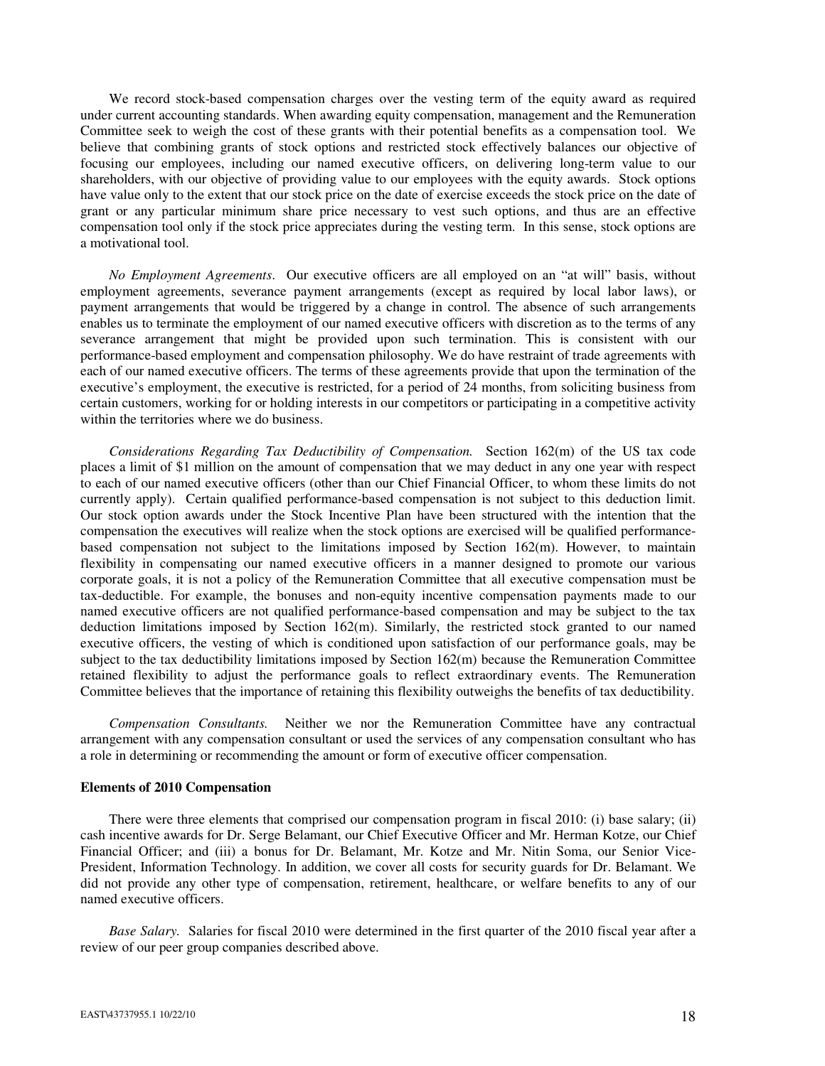We record stock-based compensation charges over the vesting term of the equity award as required under current accounting standards. When awarding equity compensation, management and the Remuneration Committee seek to weigh the cost of these grants with their potential benefits as a compensation tool. We believe that combining grants of stock options and restricted stock effectively balances our objective of focusing our employees, including our named executive officers, on delivering long-term value to our shareholders, with our objective of providing value to our employees with the equity awards. Stock options have value only to the extent that our stock price on the date of exercise exceeds the stock price on the date of grant or any particular minimum share price necessary to vest such options, and thus are an effective compensation tool only if the stock price appreciates during the vesting term. In this sense, stock options are a motivational tool.

*No Employment Agreements.* Our executive officers are all employed on an "at will" basis, without employment agreements, severance payment arrangements (except as required by local labor laws), or payment arrangements that would be triggered by a change in control. The absence of such arrangements enables us to terminate the employment of our named executive officers with discretion as to the terms of any severance arrangement that might be provided upon such termination. This is consistent with our performance-based employment and compensation philosophy. We do have restraint of trade agreements with each of our named executive officers. The terms of these agreements provide that upon the termination of the executive's employment, the executive is restricted, for a period of 24 months, from soliciting business from certain customers, working for or holding interests in our competitors or participating in a competitive activity within the territories where we do business.

*Considerations Regarding Tax Deductibility of Compensation.* Section 162(m) of the US tax code places a limit of $1 million on the amount of compensation that we may deduct in any one year with respect to each of our named executive officers (other than our Chief Financial Officer, to whom these limits do not currently apply). Certain qualified performance-based compensation is not subject to this deduction limit. Our stock option awards under the Stock Incentive Plan have been structured with the intention that the compensation the executives will realize when the stock options are exercised will be qualified performance-based compensation not subject to the limitations imposed by Section 162(m). However, to maintain flexibility in compensating our named executive officers in a manner designed to promote our various corporate goals, it is not a policy of the Remuneration Committee that all executive compensation must be tax-deductible. For example, the bonuses and non-equity incentive compensation payments made to our named executive officers are not qualified performance-based compensation and may be subject to the tax deduction limitations imposed by Section 162(m). Similarly, the restricted stock granted to our named executive officers, the vesting of which is conditioned upon satisfaction of our performance goals, may be subject to the tax deductibility limitations imposed by Section 162(m) because the Remuneration Committee retained flexibility to adjust the performance goals to reflect extraordinary events. The Remuneration Committee believes that the importance of retaining this flexibility outweighs the benefits of tax deductibility.

*Compensation Consultants.* Neither we nor the Remuneration Committee have any contractual arrangement with any compensation consultant or used the services of any compensation consultant who has a role in determining or recommending the amount or form of executive officer compensation.

**Elements of 2010 Compensation**

There were three elements that comprised our compensation program in fiscal 2010: (i) base salary; (ii) cash incentive awards for Dr. Serge Belamant, our Chief Executive Officer and Mr. Herman Kotze, our Chief Financial Officer; and (iii) a bonus for Dr. Belamant, Mr. Kotze and Mr. Nitin Soma, our Senior Vice-President, Information Technology. In addition, we cover all costs for security guards for Dr. Belamant. We did not provide any other type of compensation, retirement, healthcare, or welfare benefits to any of our named executive officers.

*Base Salary.* Salaries for fiscal 2010 were determined in the first quarter of the 2010 fiscal year after a review of our peer group companies described above.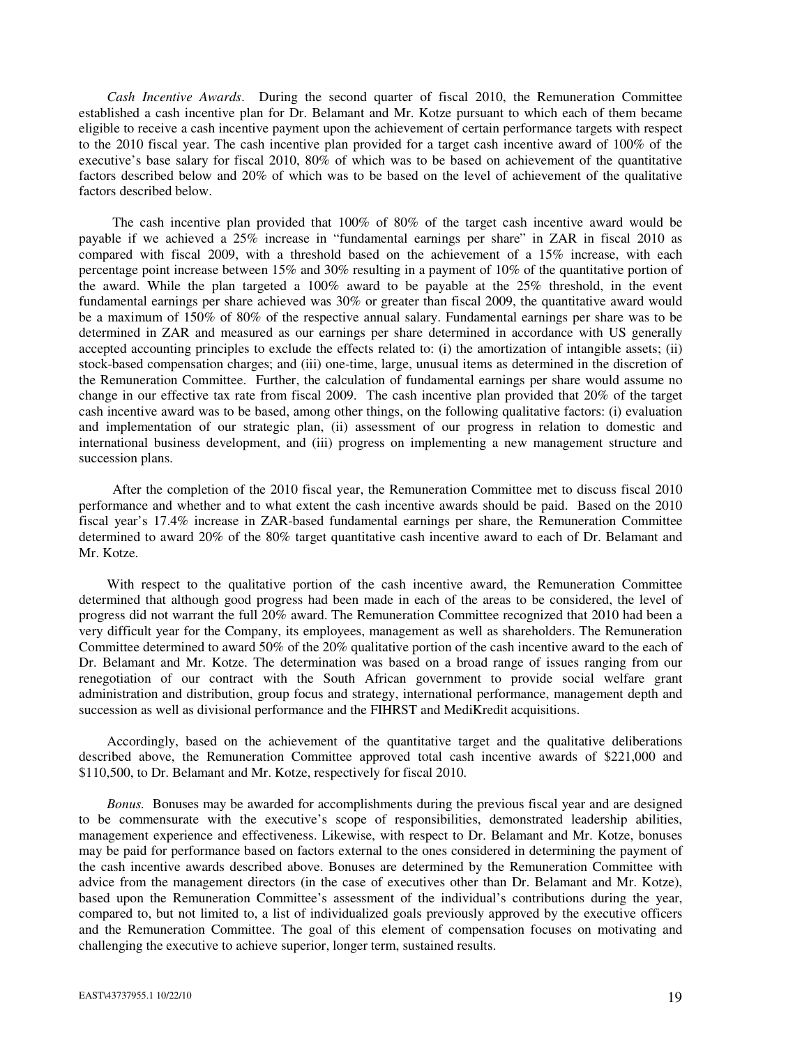*Cash Incentive Awards*. During the second quarter of fiscal 2010, the Remuneration Committee established a cash incentive plan for Dr. Belamant and Mr. Kotze pursuant to which each of them became eligible to receive a cash incentive payment upon the achievement of certain performance targets with respect to the 2010 fiscal year. The cash incentive plan provided for a target cash incentive award of 100% of the executive's base salary for fiscal 2010, 80% of which was to be based on achievement of the quantitative factors described below and 20% of which was to be based on the level of achievement of the qualitative factors described below.

The cash incentive plan provided that 100% of 80% of the target cash incentive award would be payable if we achieved a 25% increase in "fundamental earnings per share" in ZAR in fiscal 2010 as compared with fiscal 2009, with a threshold based on the achievement of a 15% increase, with each percentage point increase between 15% and 30% resulting in a payment of 10% of the quantitative portion of the award. While the plan targeted a 100% award to be payable at the 25% threshold, in the event fundamental earnings per share achieved was 30% or greater than fiscal 2009, the quantitative award would be a maximum of 150% of 80% of the respective annual salary. Fundamental earnings per share was to be determined in ZAR and measured as our earnings per share determined in accordance with US generally accepted accounting principles to exclude the effects related to: (i) the amortization of intangible assets; (ii) stock-based compensation charges; and (iii) one-time, large, unusual items as determined in the discretion of the Remuneration Committee. Further, the calculation of fundamental earnings per share would assume no change in our effective tax rate from fiscal 2009. The cash incentive plan provided that 20% of the target cash incentive award was to be based, among other things, on the following qualitative factors: (i) evaluation and implementation of our strategic plan, (ii) assessment of our progress in relation to domestic and international business development, and (iii) progress on implementing a new management structure and succession plans.

After the completion of the 2010 fiscal year, the Remuneration Committee met to discuss fiscal 2010 performance and whether and to what extent the cash incentive awards should be paid. Based on the 2010 fiscal year's 17.4% increase in ZAR-based fundamental earnings per share, the Remuneration Committee determined to award 20% of the 80% target quantitative cash incentive award to each of Dr. Belamant and Mr. Kotze.

With respect to the qualitative portion of the cash incentive award, the Remuneration Committee determined that although good progress had been made in each of the areas to be considered, the level of progress did not warrant the full 20% award. The Remuneration Committee recognized that 2010 had been a very difficult year for the Company, its employees, management as well as shareholders. The Remuneration Committee determined to award 50% of the 20% qualitative portion of the cash incentive award to the each of Dr. Belamant and Mr. Kotze. The determination was based on a broad range of issues ranging from our renegotiation of our contract with the South African government to provide social welfare grant administration and distribution, group focus and strategy, international performance, management depth and succession as well as divisional performance and the FIHRST and MediKredit acquisitions.

Accordingly, based on the achievement of the quantitative target and the qualitative deliberations described above, the Remuneration Committee approved total cash incentive awards of $221,000 and $110,500, to Dr. Belamant and Mr. Kotze, respectively for fiscal 2010.

*Bonus.* Bonuses may be awarded for accomplishments during the previous fiscal year and are designed to be commensurate with the executive's scope of responsibilities, demonstrated leadership abilities, management experience and effectiveness. Likewise, with respect to Dr. Belamant and Mr. Kotze, bonuses may be paid for performance based on factors external to the ones considered in determining the payment of the cash incentive awards described above. Bonuses are determined by the Remuneration Committee with advice from the management directors (in the case of executives other than Dr. Belamant and Mr. Kotze), based upon the Remuneration Committee's assessment of the individual's contributions during the year, compared to, but not limited to, a list of individualized goals previously approved by the executive officers and the Remuneration Committee. The goal of this element of compensation focuses on motivating and challenging the executive to achieve superior, longer term, sustained results.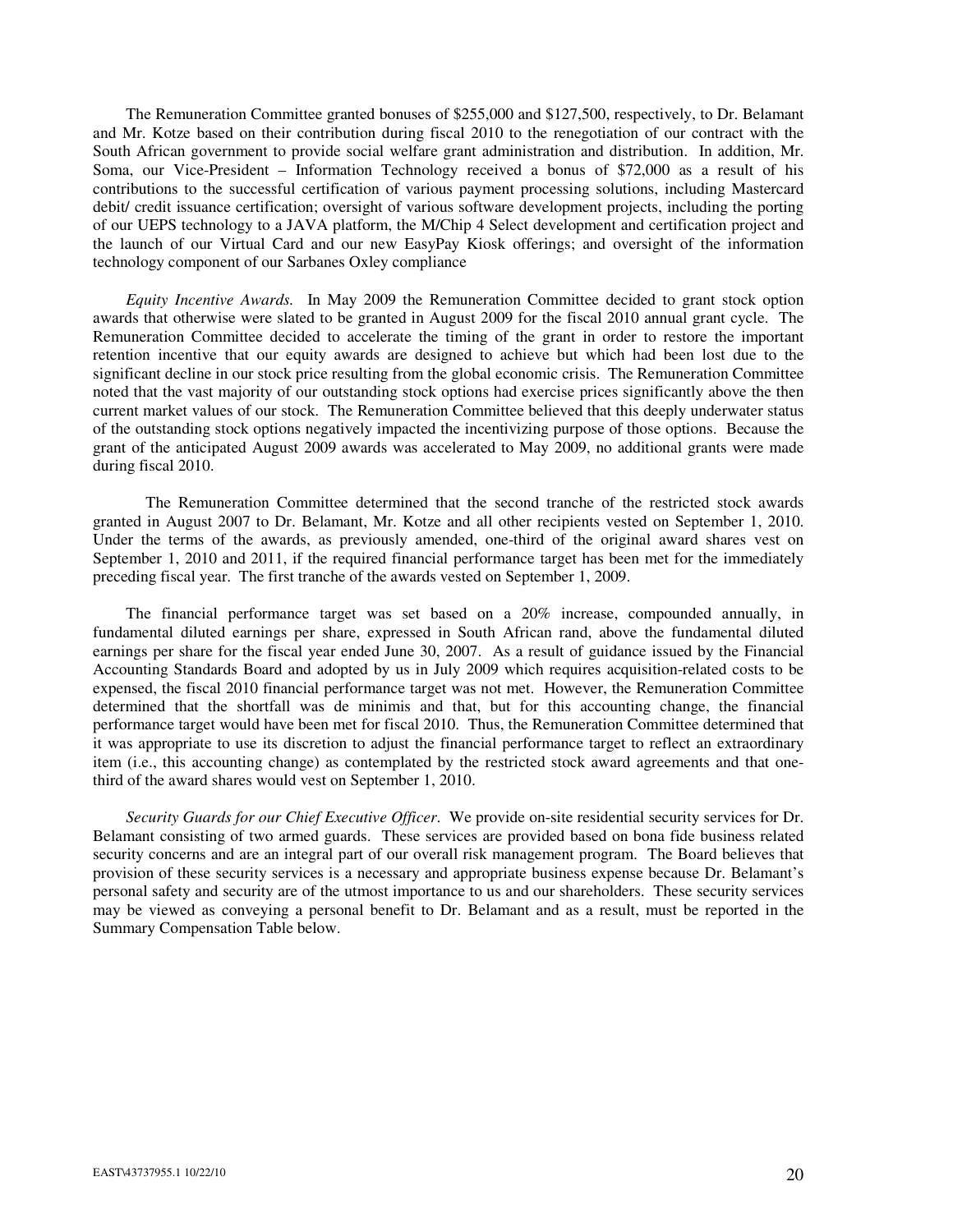The Remuneration Committee granted bonuses of $255,000 and $127,500, respectively, to Dr. Belamant and Mr. Kotze based on their contribution during fiscal 2010 to the renegotiation of our contract with the South African government to provide social welfare grant administration and distribution. In addition, Mr. Soma, our Vice-President – Information Technology received a bonus of $72,000 as a result of his contributions to the successful certification of various payment processing solutions, including Mastercard debit/ credit issuance certification; oversight of various software development projects, including the porting of our UEPS technology to a JAVA platform, the M/Chip 4 Select development and certification project and the launch of our Virtual Card and our new EasyPay Kiosk offerings; and oversight of the information technology component of our Sarbanes Oxley compliance

*Equity Incentive Awards.* In May 2009 the Remuneration Committee decided to grant stock option awards that otherwise were slated to be granted in August 2009 for the fiscal 2010 annual grant cycle. The Remuneration Committee decided to accelerate the timing of the grant in order to restore the important retention incentive that our equity awards are designed to achieve but which had been lost due to the significant decline in our stock price resulting from the global economic crisis. The Remuneration Committee noted that the vast majority of our outstanding stock options had exercise prices significantly above the then current market values of our stock. The Remuneration Committee believed that this deeply underwater status of the outstanding stock options negatively impacted the incentivizing purpose of those options. Because the grant of the anticipated August 2009 awards was accelerated to May 2009, no additional grants were made during fiscal 2010.

The Remuneration Committee determined that the second tranche of the restricted stock awards granted in August 2007 to Dr. Belamant, Mr. Kotze and all other recipients vested on September 1, 2010. Under the terms of the awards, as previously amended, one-third of the original award shares vest on September 1, 2010 and 2011, if the required financial performance target has been met for the immediately preceding fiscal year. The first tranche of the awards vested on September 1, 2009.

The financial performance target was set based on a 20% increase, compounded annually, in fundamental diluted earnings per share, expressed in South African rand, above the fundamental diluted earnings per share for the fiscal year ended June 30, 2007. As a result of guidance issued by the Financial Accounting Standards Board and adopted by us in July 2009 which requires acquisition-related costs to be expensed, the fiscal 2010 financial performance target was not met. However, the Remuneration Committee determined that the shortfall was de minimis and that, but for this accounting change, the financial performance target would have been met for fiscal 2010. Thus, the Remuneration Committee determined that it was appropriate to use its discretion to adjust the financial performance target to reflect an extraordinary item (i.e., this accounting change) as contemplated by the restricted stock award agreements and that one-third of the award shares would vest on September 1, 2010.

*Security Guards for our Chief Executive Officer.* We provide on-site residential security services for Dr. Belamant consisting of two armed guards. These services are provided based on bona fide business related security concerns and are an integral part of our overall risk management program. The Board believes that provision of these security services is a necessary and appropriate business expense because Dr. Belamant's personal safety and security are of the utmost importance to us and our shareholders. These security services may be viewed as conveying a personal benefit to Dr. Belamant and as a result, must be reported in the Summary Compensation Table below.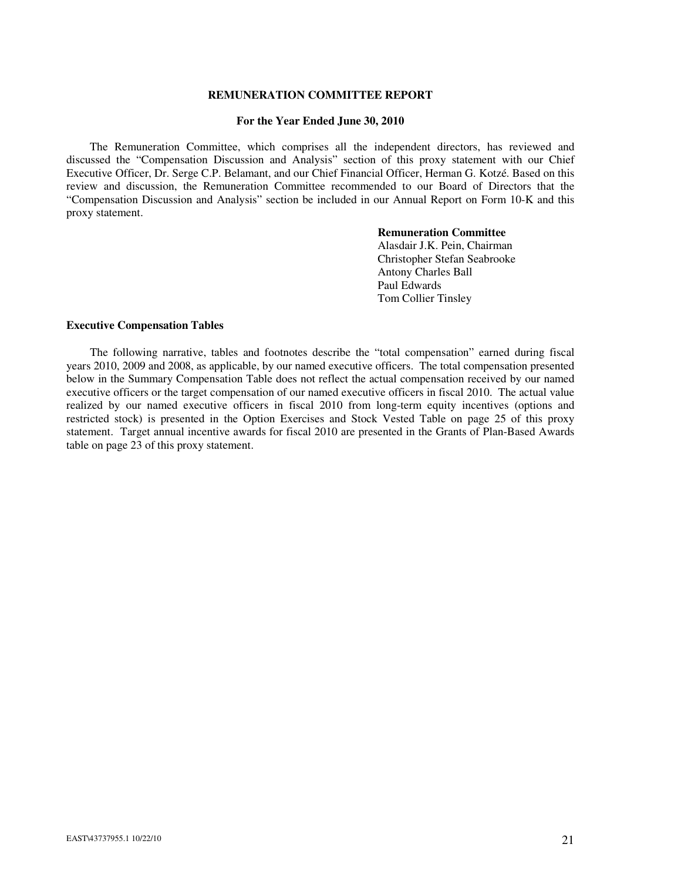## REMUNERATION COMMITTEE REPORT

**For the Year Ended June 30, 2010**

The Remuneration Committee, which comprises all the independent directors, has reviewed and discussed the "Compensation Discussion and Analysis" section of this proxy statement with our Chief Executive Officer, Dr. Serge C.P. Belamant, and our Chief Financial Officer, Herman G. Kotzé. Based on this review and discussion, the Remuneration Committee recommended to our Board of Directors that the "Compensation Discussion and Analysis" section be included in our Annual Report on Form 10-K and this proxy statement.

**Remuneration Committee**
Alasdair J.K. Pein, Chairman
Christopher Stefan Seabrooke
Antony Charles Ball
Paul Edwards
Tom Collier Tinsley

### Executive Compensation Tables

The following narrative, tables and footnotes describe the "total compensation" earned during fiscal years 2010, 2009 and 2008, as applicable, by our named executive officers. The total compensation presented below in the Summary Compensation Table does not reflect the actual compensation received by our named executive officers or the target compensation of our named executive officers in fiscal 2010. The actual value realized by our named executive officers in fiscal 2010 from long-term equity incentives (options and restricted stock) is presented in the Option Exercises and Stock Vested Table on page 25 of this proxy statement. Target annual incentive awards for fiscal 2010 are presented in the Grants of Plan-Based Awards table on page 23 of this proxy statement.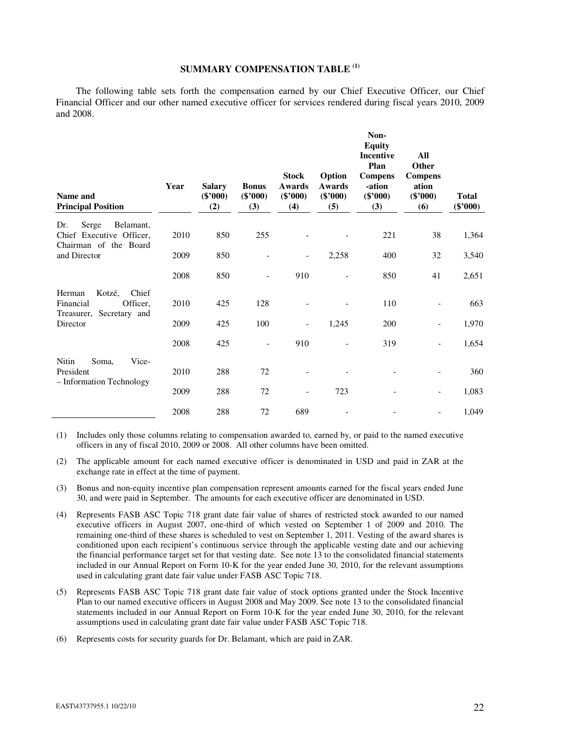## SUMMARY COMPENSATION TABLE [(1)]

The following table sets forth the compensation earned by our Chief Executive Officer, our Chief Financial Officer and our other named executive officer for services rendered during fiscal years 2010, 2009 and 2008.

| Name and Principal Position | Year | Salary ($'000) (2) | Bonus ($'000) (3) | Stock Awards ($'000) (4) | Option Awards ($'000) (5) | Non-Equity Incentive Plan Compens-ation ($'000) (3) | All Other Compens ation ($'000) (6) | Total ($'000) |
|---|---|---|---|---|---|---|---|---|
| Dr. Serge Belamant, Chief Executive Officer, Chairman of the Board and Director | 2010 | 850 | 255 | - | - | 221 | 38 | 1,364 |
| | 2009 | 850 | - | - | 2,258 | 400 | 32 | 3,540 |
| | 2008 | 850 | - | 910 | - | 850 | 41 | 2,651 |
| Herman Kotzé, Chief Financial Officer, Treasurer, Secretary and Director | 2010 | 425 | 128 | - | - | 110 | - | 663 |
| | 2009 | 425 | 100 | - | 1,245 | 200 | - | 1,970 |
| | 2008 | 425 | - | 910 | - | 319 | - | 1,654 |
| Nitin Soma, Vice-President – Information Technology | 2010 | 288 | 72 | - | - | - | - | 360 |
| | 2009 | 288 | 72 | - | 723 | - | - | 1,083 |
| | 2008 | 288 | 72 | 689 | - | - | - | 1,049 |

(1) Includes only those columns relating to compensation awarded to, earned by, or paid to the named executive officers in any of fiscal 2010, 2009 or 2008. All other columns have been omitted.

(2) The applicable amount for each named executive officer is denominated in USD and paid in ZAR at the exchange rate in effect at the time of payment.

(3) Bonus and non-equity incentive plan compensation represent amounts earned for the fiscal years ended June 30, and were paid in September. The amounts for each executive officer are denominated in USD.

(4) Represents FASB ASC Topic 718 grant date fair value of shares of restricted stock awarded to our named executive officers in August 2007, one-third of which vested on September 1 of 2009 and 2010. The remaining one-third of these shares is scheduled to vest on September 1, 2011. Vesting of the award shares is conditioned upon each recipient's continuous service through the applicable vesting date and our achieving the financial performance target set for that vesting date. See note 13 to the consolidated financial statements included in our Annual Report on Form 10-K for the year ended June 30, 2010, for the relevant assumptions used in calculating grant date fair value under FASB ASC Topic 718.

(5) Represents FASB ASC Topic 718 grant date fair value of stock options granted under the Stock Incentive Plan to our named executive officers in August 2008 and May 2009. See note 13 to the consolidated financial statements included in our Annual Report on Form 10-K for the year ended June 30, 2010, for the relevant assumptions used in calculating grant date fair value under FASB ASC Topic 718.

(6) Represents costs for security guards for Dr. Belamant, which are paid in ZAR.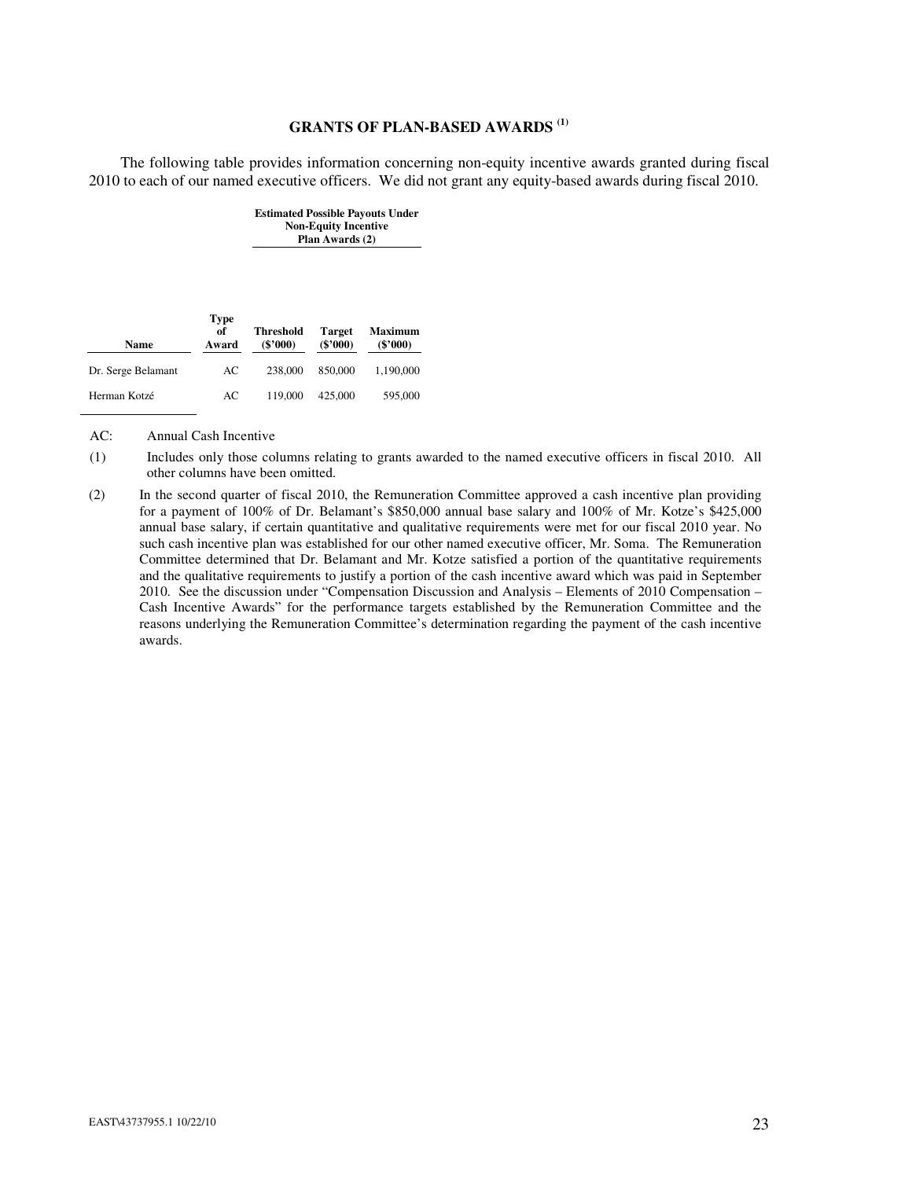## GRANTS OF PLAN-BASED AWARDS [(1)]

The following table provides information concerning non-equity incentive awards granted during fiscal 2010 to each of our named executive officers. We did not grant any equity-based awards during fiscal 2010.

| | | Estimated Possible Payouts Under Non-Equity Incentive Plan Awards (2) | | |
|---|---|---|---|---|
| **Name** | **Type of Award** | **Threshold ($'000)** | **Target ($'000)** | **Maximum ($'000)** |
| Dr. Serge Belamant | AC | 238,000 | 850,000 | 1,190,000 |
| Herman Kotzé | AC | 119,000 | 425,000 | 595,000 |

AC: Annual Cash Incentive

(1) Includes only those columns relating to grants awarded to the named executive officers in fiscal 2010. All other columns have been omitted.

(2) In the second quarter of fiscal 2010, the Remuneration Committee approved a cash incentive plan providing for a payment of 100% of Dr. Belamant's $850,000 annual base salary and 100% of Mr. Kotze's $425,000 annual base salary, if certain quantitative and qualitative requirements were met for our fiscal 2010 year. No such cash incentive plan was established for our other named executive officer, Mr. Soma. The Remuneration Committee determined that Dr. Belamant and Mr. Kotze satisfied a portion of the quantitative requirements and the qualitative requirements to justify a portion of the cash incentive award which was paid in September 2010. See the discussion under "Compensation Discussion and Analysis – Elements of 2010 Compensation – Cash Incentive Awards" for the performance targets established by the Remuneration Committee and the reasons underlying the Remuneration Committee's determination regarding the payment of the cash incentive awards.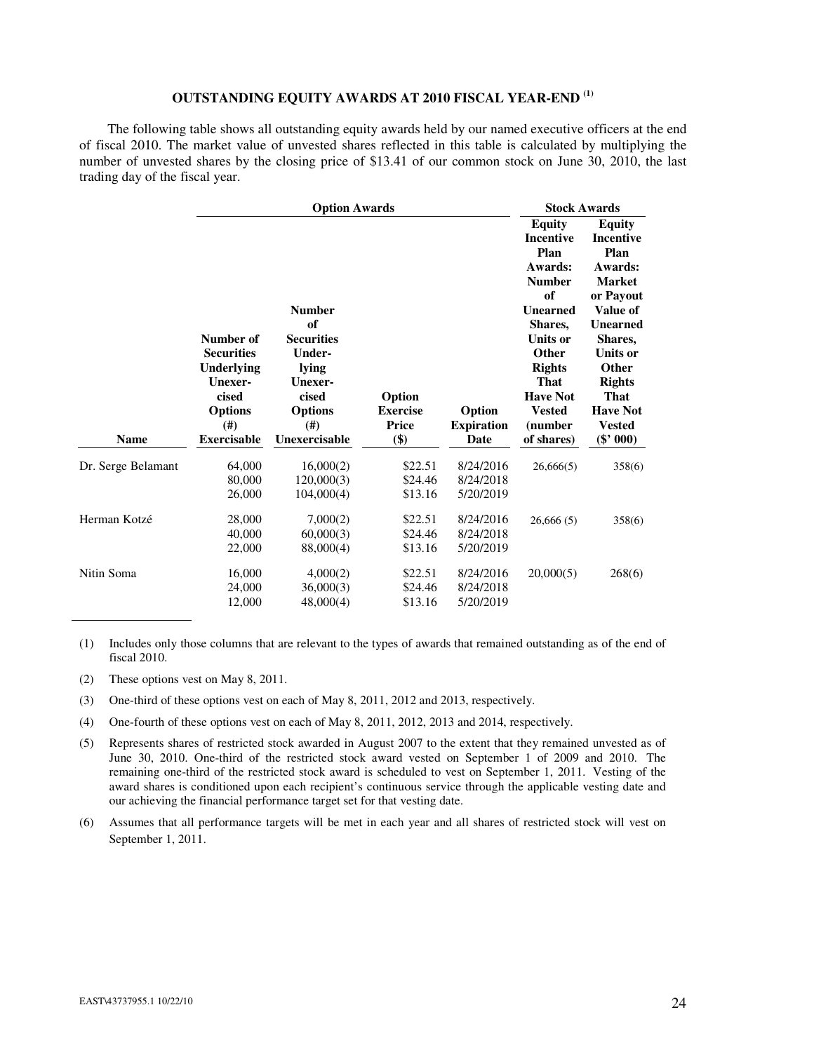### OUTSTANDING EQUITY AWARDS AT 2010 FISCAL YEAR-END [(1)]

The following table shows all outstanding equity awards held by our named executive officers at the end of fiscal 2010. The market value of unvested shares reflected in this table is calculated by multiplying the number of unvested shares by the closing price of $13.41 of our common stock on June 30, 2010, the last trading day of the fiscal year.

| | Option Awards | | | | Stock Awards | |
|---|---|---|---|---|---|---|
| **Name** | **Number of Securities Underlying Unexercised Options (#) Exercisable** | **Number of Securities Underlying Unexercised Options (#) Unexercisable** | **Option Exercise Price ($)** | **Option Expiration Date** | **Equity Incentive Plan Awards: Number of Unearned Shares, Units or Other Rights That Have Not Vested (number of shares)** | **Equity Incentive Plan Awards: Market or Payout Value of Unearned Shares, Units or Other Rights That Have Not Vested ($' 000)** |
| Dr. Serge Belamant | 64,000 | 16,000(2) | $22.51 | 8/24/2016 | 26,666(5) | 358(6) |
| | 80,000 | 120,000(3) | $24.46 | 8/24/2018 | | |
| | 26,000 | 104,000(4) | $13.16 | 5/20/2019 | | |
| Herman Kotzé | 28,000 | 7,000(2) | $22.51 | 8/24/2016 | 26,666 (5) | 358(6) |
| | 40,000 | 60,000(3) | $24.46 | 8/24/2018 | | |
| | 22,000 | 88,000(4) | $13.16 | 5/20/2019 | | |
| Nitin Soma | 16,000 | 4,000(2) | $22.51 | 8/24/2016 | 20,000(5) | 268(6) |
| | 24,000 | 36,000(3) | $24.46 | 8/24/2018 | | |
| | 12,000 | 48,000(4) | $13.16 | 5/20/2019 | | |

(1) Includes only those columns that are relevant to the types of awards that remained outstanding as of the end of fiscal 2010.

(2) These options vest on May 8, 2011.

(3) One-third of these options vest on each of May 8, 2011, 2012 and 2013, respectively.

(4) One-fourth of these options vest on each of May 8, 2011, 2012, 2013 and 2014, respectively.

(5) Represents shares of restricted stock awarded in August 2007 to the extent that they remained unvested as of June 30, 2010. One-third of the restricted stock award vested on September 1 of 2009 and 2010. The remaining one-third of the restricted stock award is scheduled to vest on September 1, 2011. Vesting of the award shares is conditioned upon each recipient's continuous service through the applicable vesting date and our achieving the financial performance target set for that vesting date.

(6) Assumes that all performance targets will be met in each year and all shares of restricted stock will vest on September 1, 2011.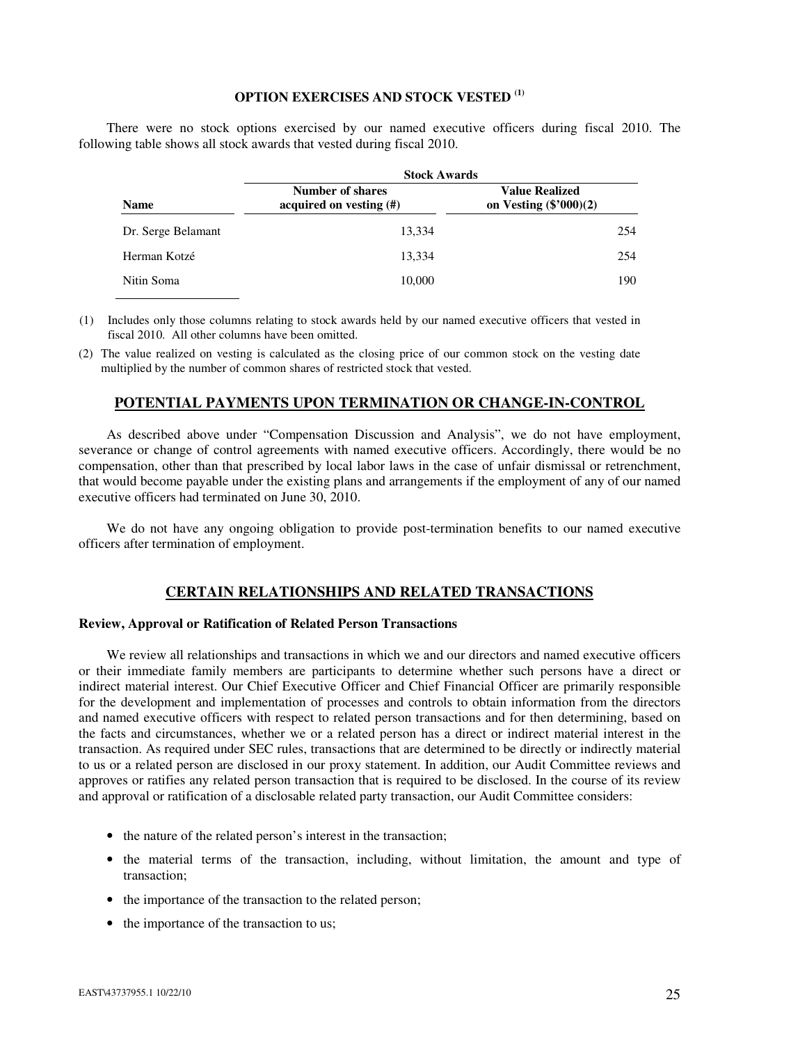## OPTION EXERCISES AND STOCK VESTED [(1)]

There were no stock options exercised by our named executive officers during fiscal 2010. The following table shows all stock awards that vested during fiscal 2010.

| | Stock Awards | |
|---|---|---|
| Name | Number of shares acquired on vesting (#) | Value Realized on Vesting ($'000)(2) |
| Dr. Serge Belamant | 13,334 | 254 |
| Herman Kotzé | 13,334 | 254 |
| Nitin Soma | 10,000 | 190 |

(1) Includes only those columns relating to stock awards held by our named executive officers that vested in fiscal 2010. All other columns have been omitted.

(2) The value realized on vesting is calculated as the closing price of our common stock on the vesting date multiplied by the number of common shares of restricted stock that vested.

## POTENTIAL PAYMENTS UPON TERMINATION OR CHANGE-IN-CONTROL

As described above under "Compensation Discussion and Analysis", we do not have employment, severance or change of control agreements with named executive officers. Accordingly, there would be no compensation, other than that prescribed by local labor laws in the case of unfair dismissal or retrenchment, that would become payable under the existing plans and arrangements if the employment of any of our named executive officers had terminated on June 30, 2010.

We do not have any ongoing obligation to provide post-termination benefits to our named executive officers after termination of employment.

## CERTAIN RELATIONSHIPS AND RELATED TRANSACTIONS

### Review, Approval or Ratification of Related Person Transactions

We review all relationships and transactions in which we and our directors and named executive officers or their immediate family members are participants to determine whether such persons have a direct or indirect material interest. Our Chief Executive Officer and Chief Financial Officer are primarily responsible for the development and implementation of processes and controls to obtain information from the directors and named executive officers with respect to related person transactions and for then determining, based on the facts and circumstances, whether we or a related person has a direct or indirect material interest in the transaction. As required under SEC rules, transactions that are determined to be directly or indirectly material to us or a related person are disclosed in our proxy statement. In addition, our Audit Committee reviews and approves or ratifies any related person transaction that is required to be disclosed. In the course of its review and approval or ratification of a disclosable related party transaction, our Audit Committee considers:

- the nature of the related person's interest in the transaction;
- the material terms of the transaction, including, without limitation, the amount and type of transaction;
- the importance of the transaction to the related person;
- the importance of the transaction to us;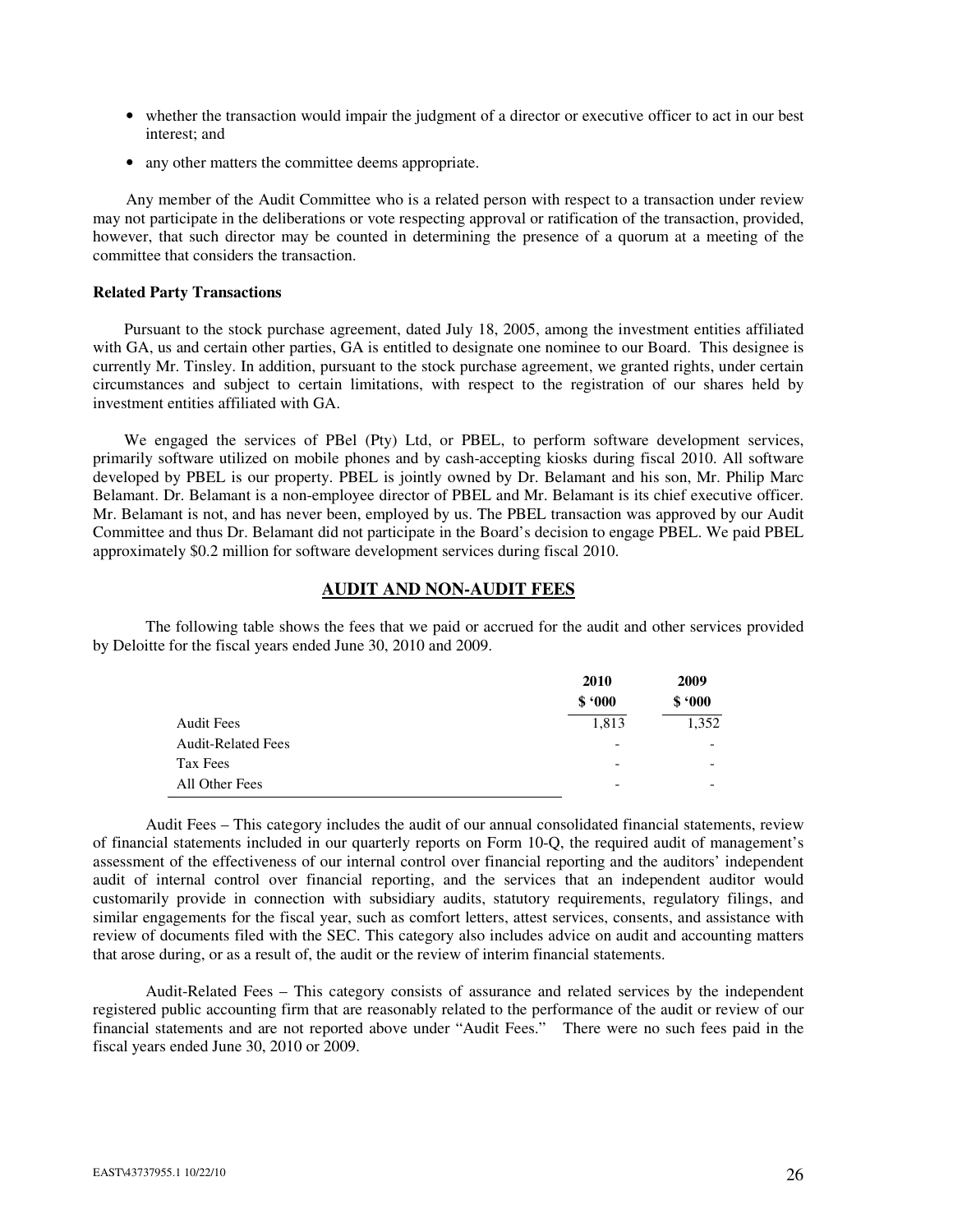- whether the transaction would impair the judgment of a director or executive officer to act in our best interest; and
- any other matters the committee deems appropriate.

Any member of the Audit Committee who is a related person with respect to a transaction under review may not participate in the deliberations or vote respecting approval or ratification of the transaction, provided, however, that such director may be counted in determining the presence of a quorum at a meeting of the committee that considers the transaction.

**Related Party Transactions**

Pursuant to the stock purchase agreement, dated July 18, 2005, among the investment entities affiliated with GA, us and certain other parties, GA is entitled to designate one nominee to our Board. This designee is currently Mr. Tinsley. In addition, pursuant to the stock purchase agreement, we granted rights, under certain circumstances and subject to certain limitations, with respect to the registration of our shares held by investment entities affiliated with GA.

We engaged the services of PBel (Pty) Ltd, or PBEL, to perform software development services, primarily software utilized on mobile phones and by cash-accepting kiosks during fiscal 2010. All software developed by PBEL is our property. PBEL is jointly owned by Dr. Belamant and his son, Mr. Philip Marc Belamant. Dr. Belamant is a non-employee director of PBEL and Mr. Belamant is its chief executive officer. Mr. Belamant is not, and has never been, employed by us. The PBEL transaction was approved by our Audit Committee and thus Dr. Belamant did not participate in the Board's decision to engage PBEL. We paid PBEL approximately $0.2 million for software development services during fiscal 2010.

## AUDIT AND NON-AUDIT FEES

The following table shows the fees that we paid or accrued for the audit and other services provided by Deloitte for the fiscal years ended June 30, 2010 and 2009.

| | 2010 | 2009 |
|---|---|---|
| | $ '000 | $ '000 |
| Audit Fees | 1,813 | 1,352 |
| Audit-Related Fees | - | - |
| Tax Fees | - | - |
| All Other Fees | - | - |

Audit Fees – This category includes the audit of our annual consolidated financial statements, review of financial statements included in our quarterly reports on Form 10-Q, the required audit of management's assessment of the effectiveness of our internal control over financial reporting and the auditors' independent audit of internal control over financial reporting, and the services that an independent auditor would customarily provide in connection with subsidiary audits, statutory requirements, regulatory filings, and similar engagements for the fiscal year, such as comfort letters, attest services, consents, and assistance with review of documents filed with the SEC. This category also includes advice on audit and accounting matters that arose during, or as a result of, the audit or the review of interim financial statements.

Audit-Related Fees – This category consists of assurance and related services by the independent registered public accounting firm that are reasonably related to the performance of the audit or review of our financial statements and are not reported above under "Audit Fees." There were no such fees paid in the fiscal years ended June 30, 2010 or 2009.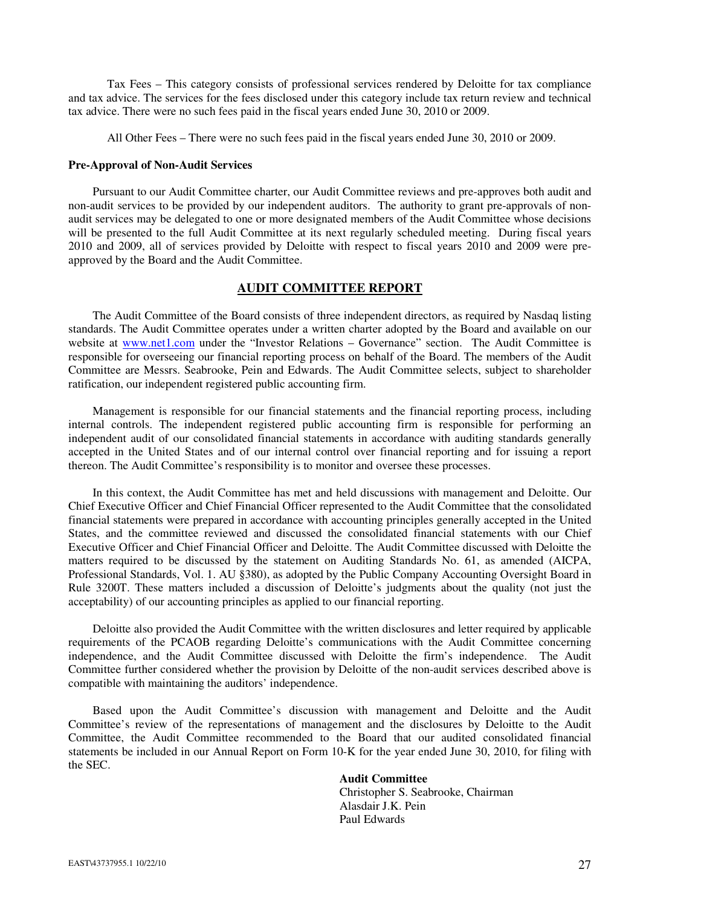Tax Fees – This category consists of professional services rendered by Deloitte for tax compliance and tax advice. The services for the fees disclosed under this category include tax return review and technical tax advice. There were no such fees paid in the fiscal years ended June 30, 2010 or 2009.

All Other Fees – There were no such fees paid in the fiscal years ended June 30, 2010 or 2009.

**Pre-Approval of Non-Audit Services**

Pursuant to our Audit Committee charter, our Audit Committee reviews and pre-approves both audit and non-audit services to be provided by our independent auditors. The authority to grant pre-approvals of non-audit services may be delegated to one or more designated members of the Audit Committee whose decisions will be presented to the full Audit Committee at its next regularly scheduled meeting. During fiscal years 2010 and 2009, all of services provided by Deloitte with respect to fiscal years 2010 and 2009 were pre-approved by the Board and the Audit Committee.

## AUDIT COMMITTEE REPORT

The Audit Committee of the Board consists of three independent directors, as required by Nasdaq listing standards. The Audit Committee operates under a written charter adopted by the Board and available on our website at www.net1.com under the "Investor Relations – Governance" section. The Audit Committee is responsible for overseeing our financial reporting process on behalf of the Board. The members of the Audit Committee are Messrs. Seabrooke, Pein and Edwards. The Audit Committee selects, subject to shareholder ratification, our independent registered public accounting firm.

Management is responsible for our financial statements and the financial reporting process, including internal controls. The independent registered public accounting firm is responsible for performing an independent audit of our consolidated financial statements in accordance with auditing standards generally accepted in the United States and of our internal control over financial reporting and for issuing a report thereon. The Audit Committee's responsibility is to monitor and oversee these processes.

In this context, the Audit Committee has met and held discussions with management and Deloitte. Our Chief Executive Officer and Chief Financial Officer represented to the Audit Committee that the consolidated financial statements were prepared in accordance with accounting principles generally accepted in the United States, and the committee reviewed and discussed the consolidated financial statements with our Chief Executive Officer and Chief Financial Officer and Deloitte. The Audit Committee discussed with Deloitte the matters required to be discussed by the statement on Auditing Standards No. 61, as amended (AICPA, Professional Standards, Vol. 1. AU §380), as adopted by the Public Company Accounting Oversight Board in Rule 3200T. These matters included a discussion of Deloitte's judgments about the quality (not just the acceptability) of our accounting principles as applied to our financial reporting.

Deloitte also provided the Audit Committee with the written disclosures and letter required by applicable requirements of the PCAOB regarding Deloitte's communications with the Audit Committee concerning independence, and the Audit Committee discussed with Deloitte the firm's independence. The Audit Committee further considered whether the provision by Deloitte of the non-audit services described above is compatible with maintaining the auditors' independence.

Based upon the Audit Committee's discussion with management and Deloitte and the Audit Committee's review of the representations of management and the disclosures by Deloitte to the Audit Committee, the Audit Committee recommended to the Board that our audited consolidated financial statements be included in our Annual Report on Form 10-K for the year ended June 30, 2010, for filing with the SEC.

**Audit Committee**
Christopher S. Seabrooke, Chairman
Alasdair J.K. Pein
Paul Edwards

EAST\43737955.1 10/22/10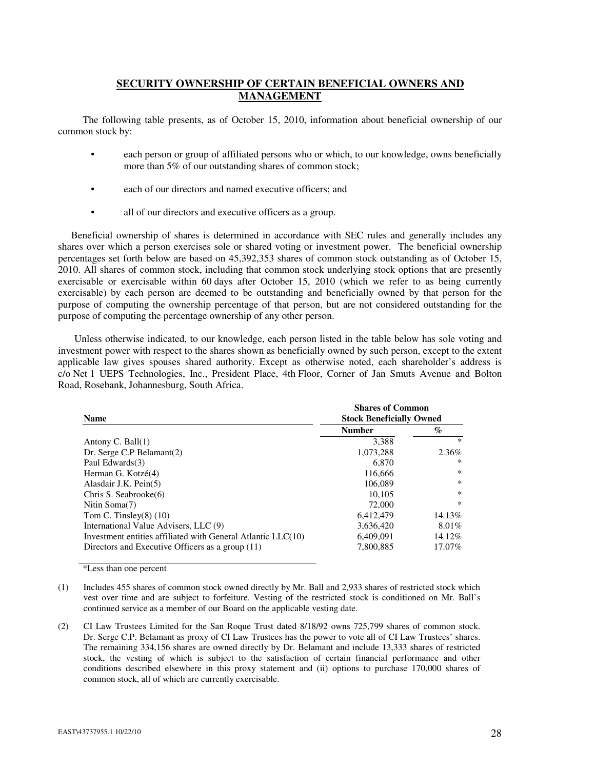## SECURITY OWNERSHIP OF CERTAIN BENEFICIAL OWNERS AND MANAGEMENT

The following table presents, as of October 15, 2010, information about beneficial ownership of our common stock by:

- each person or group of affiliated persons who or which, to our knowledge, owns beneficially more than 5% of our outstanding shares of common stock;
- each of our directors and named executive officers; and
- all of our directors and executive officers as a group.

Beneficial ownership of shares is determined in accordance with SEC rules and generally includes any shares over which a person exercises sole or shared voting or investment power. The beneficial ownership percentages set forth below are based on 45,392,353 shares of common stock outstanding as of October 15, 2010. All shares of common stock, including that common stock underlying stock options that are presently exercisable or exercisable within 60 days after October 15, 2010 (which we refer to as being currently exercisable) by each person are deemed to be outstanding and beneficially owned by that person for the purpose of computing the ownership percentage of that person, but are not considered outstanding for the purpose of computing the percentage ownership of any other person.

Unless otherwise indicated, to our knowledge, each person listed in the table below has sole voting and investment power with respect to the shares shown as beneficially owned by such person, except to the extent applicable law gives spouses shared authority. Except as otherwise noted, each shareholder's address is c/o Net 1 UEPS Technologies, Inc., President Place, 4th Floor, Corner of Jan Smuts Avenue and Bolton Road, Rosebank, Johannesburg, South Africa.

| Name | Shares of Common Stock Beneficially Owned | |
|---|---|---|
| | Number | % |
| Antony C. Ball(1) | 3,388 | * |
| Dr. Serge C.P Belamant(2) | 1,073,288 | 2.36% |
| Paul Edwards(3) | 6,870 | * |
| Herman G. Kotzé(4) | 116,666 | * |
| Alasdair J.K. Pein(5) | 106,089 | * |
| Chris S. Seabrooke(6) | 10,105 | * |
| Nitin Soma(7) | 72,000 | * |
| Tom C. Tinsley(8) (10) | 6,412,479 | 14.13% |
| International Value Advisers, LLC (9) | 3,636,420 | 8.01% |
| Investment entities affiliated with General Atlantic LLC(10) | 6,409,091 | 14.12% |
| Directors and Executive Officers as a group (11) | 7,800,885 | 17.07% |

*Less than one percent

(1) Includes 455 shares of common stock owned directly by Mr. Ball and 2,933 shares of restricted stock which vest over time and are subject to forfeiture. Vesting of the restricted stock is conditioned on Mr. Ball's continued service as a member of our Board on the applicable vesting date.

(2) CI Law Trustees Limited for the San Roque Trust dated 8/18/92 owns 725,799 shares of common stock. Dr. Serge C.P. Belamant as proxy of CI Law Trustees has the power to vote all of CI Law Trustees' shares. The remaining 334,156 shares are owned directly by Dr. Belamant and include 13,333 shares of restricted stock, the vesting of which is subject to the satisfaction of certain financial performance and other conditions described elsewhere in this proxy statement and (ii) options to purchase 170,000 shares of common stock, all of which are currently exercisable.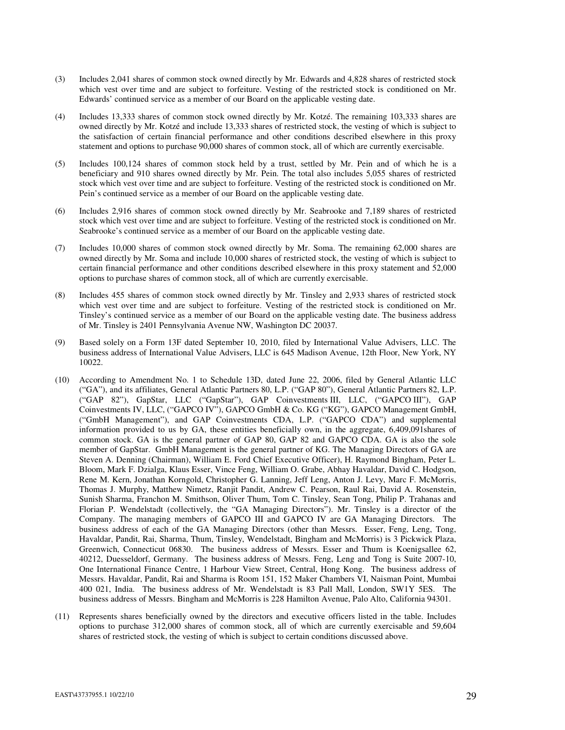(3) Includes 2,041 shares of common stock owned directly by Mr. Edwards and 4,828 shares of restricted stock which vest over time and are subject to forfeiture. Vesting of the restricted stock is conditioned on Mr. Edwards' continued service as a member of our Board on the applicable vesting date.

(4) Includes 13,333 shares of common stock owned directly by Mr. Kotzé. The remaining 103,333 shares are owned directly by Mr. Kotzé and include 13,333 shares of restricted stock, the vesting of which is subject to the satisfaction of certain financial performance and other conditions described elsewhere in this proxy statement and options to purchase 90,000 shares of common stock, all of which are currently exercisable.

(5) Includes 100,124 shares of common stock held by a trust, settled by Mr. Pein and of which he is a beneficiary and 910 shares owned directly by Mr. Pein. The total also includes 5,055 shares of restricted stock which vest over time and are subject to forfeiture. Vesting of the restricted stock is conditioned on Mr. Pein's continued service as a member of our Board on the applicable vesting date.

(6) Includes 2,916 shares of common stock owned directly by Mr. Seabrooke and 7,189 shares of restricted stock which vest over time and are subject to forfeiture. Vesting of the restricted stock is conditioned on Mr. Seabrooke's continued service as a member of our Board on the applicable vesting date.

(7) Includes 10,000 shares of common stock owned directly by Mr. Soma. The remaining 62,000 shares are owned directly by Mr. Soma and include 10,000 shares of restricted stock, the vesting of which is subject to certain financial performance and other conditions described elsewhere in this proxy statement and 52,000 options to purchase shares of common stock, all of which are currently exercisable.

(8) Includes 455 shares of common stock owned directly by Mr. Tinsley and 2,933 shares of restricted stock which vest over time and are subject to forfeiture. Vesting of the restricted stock is conditioned on Mr. Tinsley's continued service as a member of our Board on the applicable vesting date. The business address of Mr. Tinsley is 2401 Pennsylvania Avenue NW, Washington DC 20037.

(9) Based solely on a Form 13F dated September 10, 2010, filed by International Value Advisers, LLC. The business address of International Value Advisers, LLC is 645 Madison Avenue, 12th Floor, New York, NY 10022.

(10) According to Amendment No. 1 to Schedule 13D, dated June 22, 2006, filed by General Atlantic LLC ("GA"), and its affiliates, General Atlantic Partners 80, L.P. ("GAP 80"), General Atlantic Partners 82, L.P. ("GAP 82"), GapStar, LLC ("GapStar"), GAP Coinvestments III, LLC, ("GAPCO III"), GAP Coinvestments IV, LLC, ("GAPCO IV"), GAPCO GmbH & Co. KG ("KG"), GAPCO Management GmbH, ("GmbH Management"), and GAP Coinvestments CDA, L.P. ("GAPCO CDA") and supplemental information provided to us by GA, these entities beneficially own, in the aggregate, 6,409,091shares of common stock. GA is the general partner of GAP 80, GAP 82 and GAPCO CDA. GA is also the sole member of GapStar. GmbH Management is the general partner of KG. The Managing Directors of GA are Steven A. Denning (Chairman), William E. Ford Chief Executive Officer), H. Raymond Bingham, Peter L. Bloom, Mark F. Dzialga, Klaus Esser, Vince Feng, William O. Grabe, Abhay Havaldar, David C. Hodgson, Rene M. Kern, Jonathan Korngold, Christopher G. Lanning, Jeff Leng, Anton J. Levy, Marc F. McMorris, Thomas J. Murphy, Matthew Nimetz, Ranjit Pandit, Andrew C. Pearson, Raul Rai, David A. Rosenstein, Sunish Sharma, Franchon M. Smithson, Oliver Thum, Tom C. Tinsley, Sean Tong, Philip P. Trahanas and Florian P. Wendelstadt (collectively, the "GA Managing Directors"). Mr. Tinsley is a director of the Company. The managing members of GAPCO III and GAPCO IV are GA Managing Directors. The business address of each of the GA Managing Directors (other than Messrs. Esser, Feng, Leng, Tong, Havaldar, Pandit, Rai, Sharma, Thum, Tinsley, Wendelstadt, Bingham and McMorris) is 3 Pickwick Plaza, Greenwich, Connecticut 06830. The business address of Messrs. Esser and Thum is Koenigsallee 62, 40212, Duesseldorf, Germany. The business address of Messrs. Feng, Leng and Tong is Suite 2007-10, One International Finance Centre, 1 Harbour View Street, Central, Hong Kong. The business address of Messrs. Havaldar, Pandit, Rai and Sharma is Room 151, 152 Maker Chambers VI, Naisman Point, Mumbai 400 021, India. The business address of Mr. Wendelstadt is 83 Pall Mall, London, SW1Y 5ES. The business address of Messrs. Bingham and McMorris is 228 Hamilton Avenue, Palo Alto, California 94301.

(11) Represents shares beneficially owned by the directors and executive officers listed in the table. Includes options to purchase 312,000 shares of common stock, all of which are currently exercisable and 59,604 shares of restricted stock, the vesting of which is subject to certain conditions discussed above.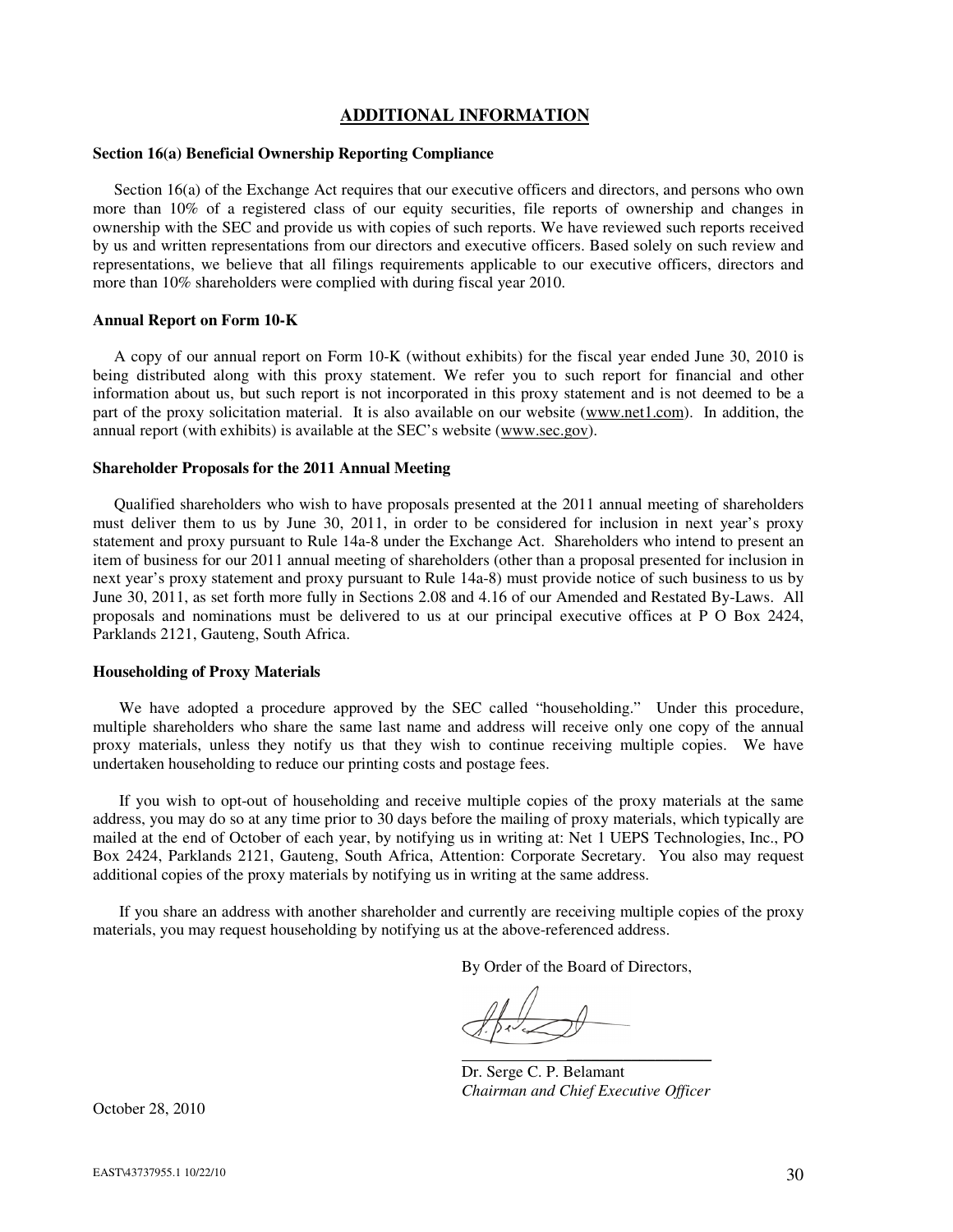## ADDITIONAL INFORMATION

**Section 16(a) Beneficial Ownership Reporting Compliance**

Section 16(a) of the Exchange Act requires that our executive officers and directors, and persons who own more than 10% of a registered class of our equity securities, file reports of ownership and changes in ownership with the SEC and provide us with copies of such reports. We have reviewed such reports received by us and written representations from our directors and executive officers. Based solely on such review and representations, we believe that all filings requirements applicable to our executive officers, directors and more than 10% shareholders were complied with during fiscal year 2010.

**Annual Report on Form 10-K**

A copy of our annual report on Form 10-K (without exhibits) for the fiscal year ended June 30, 2010 is being distributed along with this proxy statement. We refer you to such report for financial and other information about us, but such report is not incorporated in this proxy statement and is not deemed to be a part of the proxy solicitation material. It is also available on our website (www.net1.com). In addition, the annual report (with exhibits) is available at the SEC's website (www.sec.gov).

**Shareholder Proposals for the 2011 Annual Meeting**

Qualified shareholders who wish to have proposals presented at the 2011 annual meeting of shareholders must deliver them to us by June 30, 2011, in order to be considered for inclusion in next year's proxy statement and proxy pursuant to Rule 14a-8 under the Exchange Act. Shareholders who intend to present an item of business for our 2011 annual meeting of shareholders (other than a proposal presented for inclusion in next year's proxy statement and proxy pursuant to Rule 14a-8) must provide notice of such business to us by June 30, 2011, as set forth more fully in Sections 2.08 and 4.16 of our Amended and Restated By-Laws. All proposals and nominations must be delivered to us at our principal executive offices at P O Box 2424, Parklands 2121, Gauteng, South Africa.

**Householding of Proxy Materials**

We have adopted a procedure approved by the SEC called "householding." Under this procedure, multiple shareholders who share the same last name and address will receive only one copy of the annual proxy materials, unless they notify us that they wish to continue receiving multiple copies. We have undertaken householding to reduce our printing costs and postage fees.

If you wish to opt-out of householding and receive multiple copies of the proxy materials at the same address, you may do so at any time prior to 30 days before the mailing of proxy materials, which typically are mailed at the end of October of each year, by notifying us in writing at: Net 1 UEPS Technologies, Inc., PO Box 2424, Parklands 2121, Gauteng, South Africa, Attention: Corporate Secretary. You also may request additional copies of the proxy materials by notifying us in writing at the same address.

If you share an address with another shareholder and currently are receiving multiple copies of the proxy materials, you may request householding by notifying us at the above-referenced address.

By Order of the Board of Directors,

Dr. Serge C. P. Belamant
*Chairman and Chief Executive Officer*

October 28, 2010

EAST\43737955.1 10/22/10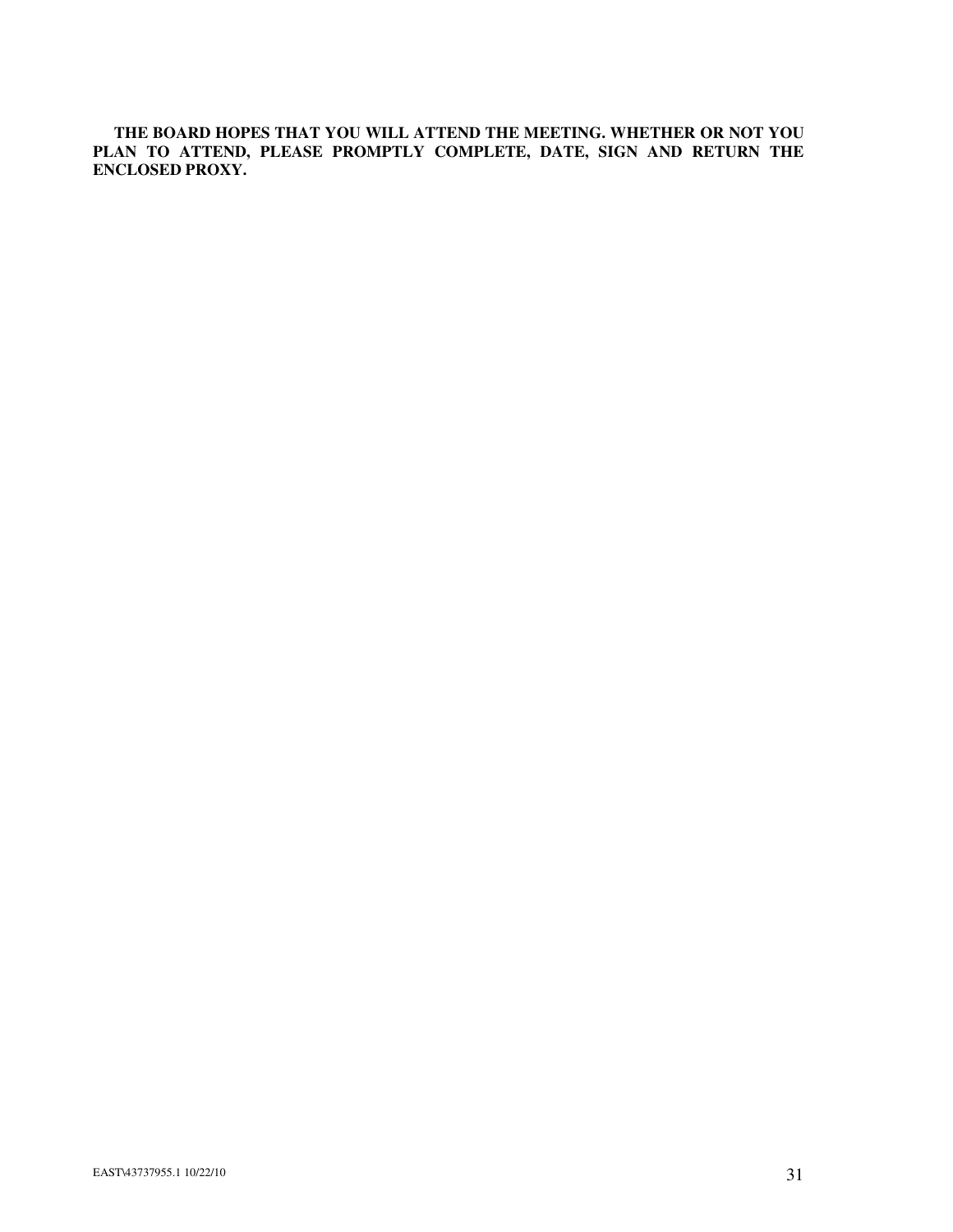**THE BOARD HOPES THAT YOU WILL ATTEND THE MEETING. WHETHER OR NOT YOU PLAN TO ATTEND, PLEASE PROMPTLY COMPLETE, DATE, SIGN AND RETURN THE ENCLOSED PROXY.**